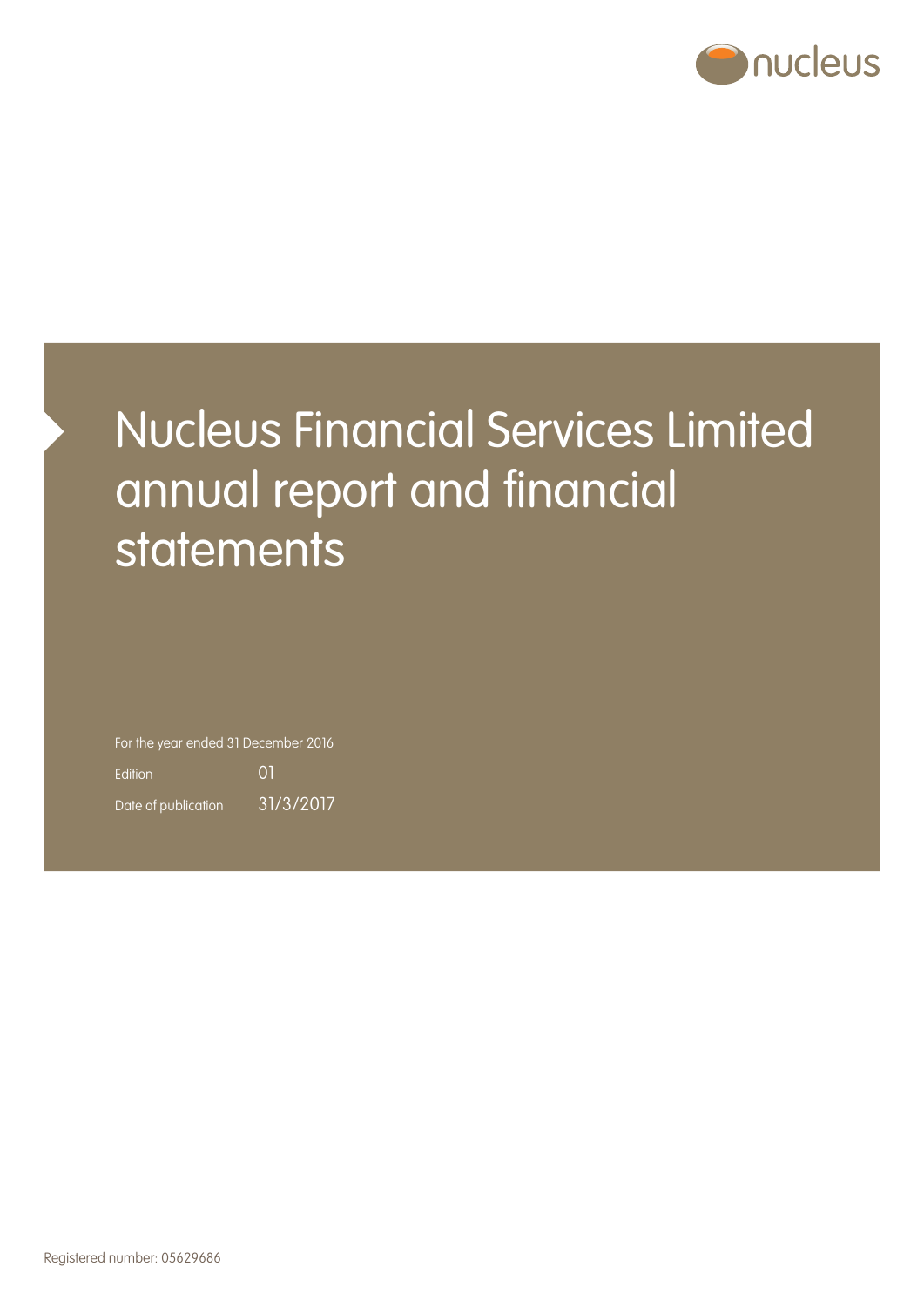nucleus

# Nucleus Financial Services Limited annual report and financial statements

For the year ended 31 December 2016

Edition 01

Date of publication 31/3/2017

Registered number: 05629686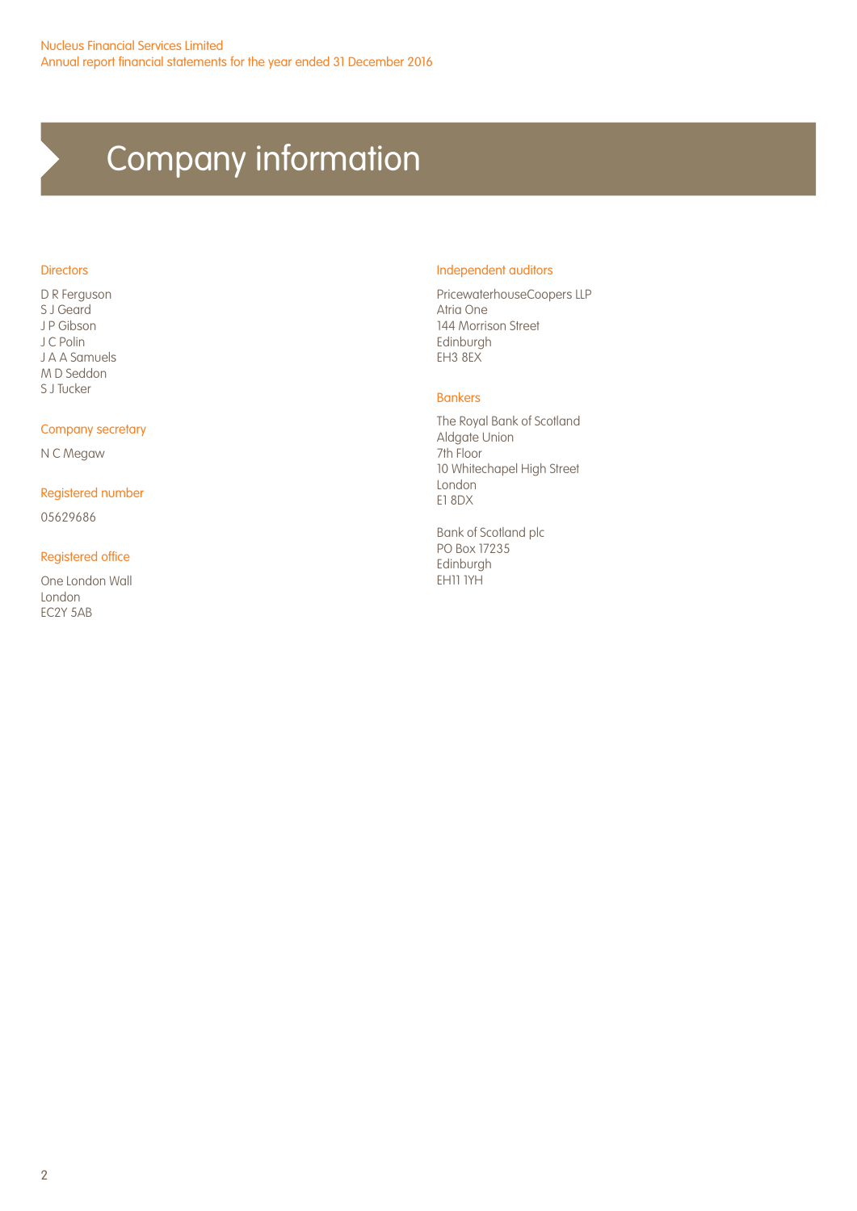# Company information

## Directors

D R Ferguson
S J Geard
J P Gibson
J C Polin
J A A Samuels
M D Seddon
S J Tucker

## Company secretary

N C Megaw

## Registered number

05629686

## Registered office

One London Wall
London
EC2Y 5AB

## Independent auditors

PricewaterhouseCoopers LLP
Atria One
144 Morrison Street
Edinburgh
EH3 8EX

## Bankers

The Royal Bank of Scotland
Aldgate Union
7th Floor
10 Whitechapel High Street
London
E1 8DX

Bank of Scotland plc
PO Box 17235
Edinburgh
EH11 1YH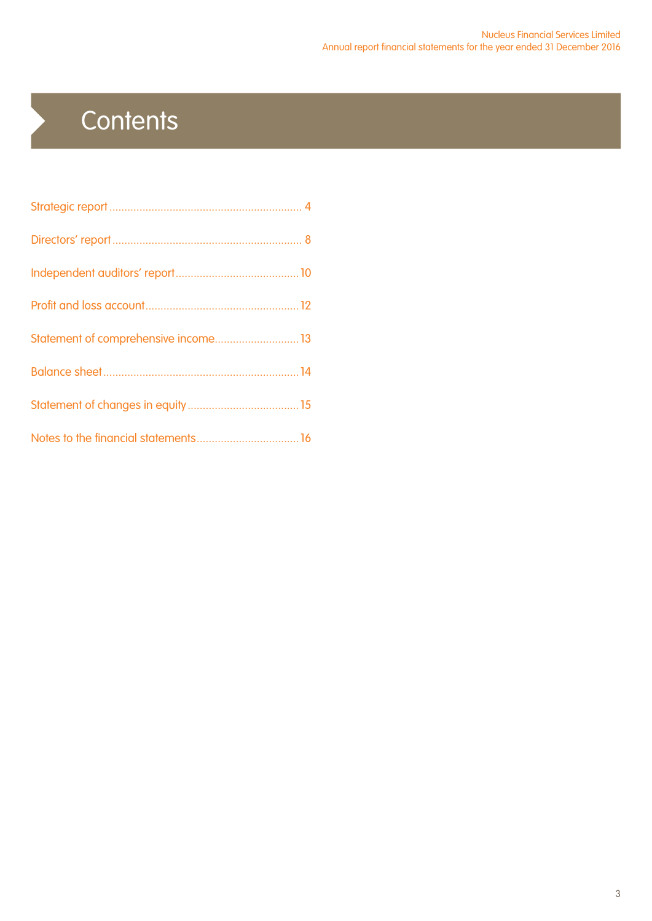# Contents

Strategic report ..... 4

Directors' report ..... 8

Independent auditors' report ..... 10

Profit and loss account ..... 12

Statement of comprehensive income ..... 13

Balance sheet ..... 14

Statement of changes in equity ..... 15

Notes to the financial statements ..... 16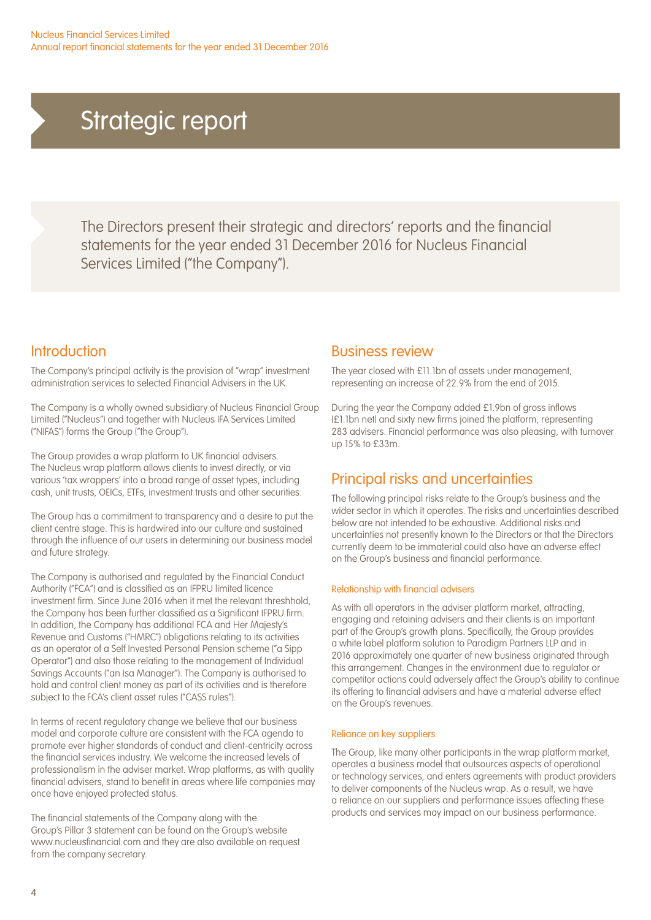# Strategic report

The Directors present their strategic and directors' reports and the financial statements for the year ended 31 December 2016 for Nucleus Financial Services Limited ("the Company").

## Introduction

The Company's principal activity is the provision of "wrap" investment administration services to selected Financial Advisers in the UK.

The Company is a wholly owned subsidiary of Nucleus Financial Group Limited ("Nucleus") and together with Nucleus IFA Services Limited ("NIFAS") forms the Group ("the Group").

The Group provides a wrap platform to UK financial advisers. The Nucleus wrap platform allows clients to invest directly, or via various 'tax wrappers' into a broad range of asset types, including cash, unit trusts, OEICs, ETFs, investment trusts and other securities.

The Group has a commitment to transparency and a desire to put the client centre stage. This is hardwired into our culture and sustained through the influence of our users in determining our business model and future strategy.

The Company is authorised and regulated by the Financial Conduct Authority ("FCA") and is classified as an IFPRU limited licence investment firm. Since June 2016 when it met the relevant threshhold, the Company has been further classified as a Significant IFPRU firm. In addition, the Company has additional FCA and Her Majesty's Revenue and Customs ("HMRC") obligations relating to its activities as an operator of a Self Invested Personal Pension scheme ("a Sipp Operator") and also those relating to the management of Individual Savings Accounts ("an Isa Manager"). The Company is authorised to hold and control client money as part of its activities and is therefore subject to the FCA's client asset rules ("CASS rules").

In terms of recent regulatory change we believe that our business model and corporate culture are consistent with the FCA agenda to promote ever higher standards of conduct and client-centricity across the financial services industry. We welcome the increased levels of professionalism in the adviser market. Wrap platforms, as with quality financial advisers, stand to benefit in areas where life companies may once have enjoyed protected status.

The financial statements of the Company along with the Group's Pillar 3 statement can be found on the Group's website www.nucleusfinancial.com and they are also available on request from the company secretary.

## Business review

The year closed with £11.1bn of assets under management, representing an increase of 22.9% from the end of 2015.

During the year the Company added £1.9bn of gross inflows (£1.1bn net) and sixty new firms joined the platform, representing 283 advisers. Financial performance was also pleasing, with turnover up 15% to £33m.

## Principal risks and uncertainties

The following principal risks relate to the Group's business and the wider sector in which it operates. The risks and uncertainties described below are not intended to be exhaustive. Additional risks and uncertainties not presently known to the Directors or that the Directors currently deem to be immaterial could also have an adverse effect on the Group's business and financial performance.

### Relationship with financial advisers

As with all operators in the adviser platform market, attracting, engaging and retaining advisers and their clients is an important part of the Group's growth plans. Specifically, the Group provides a white label platform solution to Paradigm Partners LLP and in 2016 approximately one quarter of new business originated through this arrangement. Changes in the environment due to regulator or competitor actions could adversely affect the Group's ability to continue its offering to financial advisers and have a material adverse effect on the Group's revenues.

### Reliance on key suppliers

The Group, like many other participants in the wrap platform market, operates a business model that outsources aspects of operational or technology services, and enters agreements with product providers to deliver components of the Nucleus wrap. As a result, we have a reliance on our suppliers and performance issues affecting these products and services may impact on our business performance.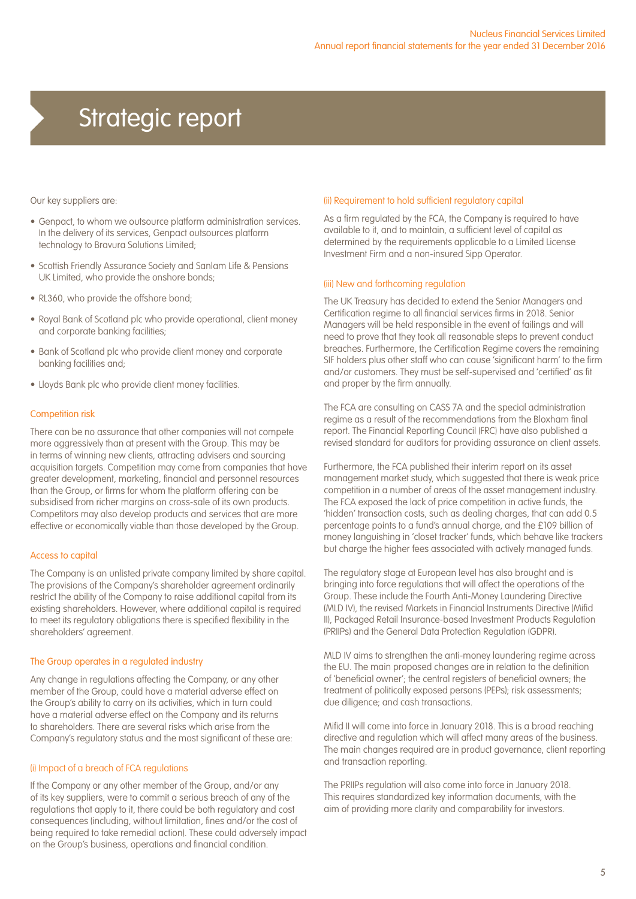# Strategic report

Our key suppliers are:

- Genpact, to whom we outsource platform administration services. In the delivery of its services, Genpact outsources platform technology to Bravura Solutions Limited;
- Scottish Friendly Assurance Society and Sanlam Life & Pensions UK Limited, who provide the onshore bonds;
- RL360, who provide the offshore bond;
- Royal Bank of Scotland plc who provide operational, client money and corporate banking facilities;
- Bank of Scotland plc who provide client money and corporate banking facilities and;
- Lloyds Bank plc who provide client money facilities.

### Competition risk

There can be no assurance that other companies will not compete more aggressively than at present with the Group. This may be in terms of winning new clients, attracting advisers and sourcing acquisition targets. Competition may come from companies that have greater development, marketing, financial and personnel resources than the Group, or firms for whom the platform offering can be subsidised from richer margins on cross-sale of its own products. Competitors may also develop products and services that are more effective or economically viable than those developed by the Group.

### Access to capital

The Company is an unlisted private company limited by share capital. The provisions of the Company's shareholder agreement ordinarily restrict the ability of the Company to raise additional capital from its existing shareholders. However, where additional capital is required to meet its regulatory obligations there is specified flexibility in the shareholders' agreement.

### The Group operates in a regulated industry

Any change in regulations affecting the Company, or any other member of the Group, could have a material adverse effect on the Group's ability to carry on its activities, which in turn could have a material adverse effect on the Company and its returns to shareholders. There are several risks which arise from the Company's regulatory status and the most significant of these are:

#### (i) Impact of a breach of FCA regulations

If the Company or any other member of the Group, and/or any of its key suppliers, were to commit a serious breach of any of the regulations that apply to it, there could be both regulatory and cost consequences (including, without limitation, fines and/or the cost of being required to take remedial action). These could adversely impact on the Group's business, operations and financial condition.

#### (ii) Requirement to hold sufficient regulatory capital

As a firm regulated by the FCA, the Company is required to have available to it, and to maintain, a sufficient level of capital as determined by the requirements applicable to a Limited License Investment Firm and a non-insured Sipp Operator.

#### (iii) New and forthcoming regulation

The UK Treasury has decided to extend the Senior Managers and Certification regime to all financial services firms in 2018. Senior Managers will be held responsible in the event of failings and will need to prove that they took all reasonable steps to prevent conduct breaches. Furthermore, the Certification Regime covers the remaining SIF holders plus other staff who can cause 'significant harm' to the firm and/or customers. They must be self-supervised and 'certified' as fit and proper by the firm annually.

The FCA are consulting on CASS 7A and the special administration regime as a result of the recommendations from the Bloxham final report. The Financial Reporting Council (FRC) have also published a revised standard for auditors for providing assurance on client assets.

Furthermore, the FCA published their interim report on its asset management market study, which suggested that there is weak price competition in a number of areas of the asset management industry. The FCA exposed the lack of price competition in active funds, the 'hidden' transaction costs, such as dealing charges, that can add 0.5 percentage points to a fund's annual charge, and the £109 billion of money languishing in 'closet tracker' funds, which behave like trackers but charge the higher fees associated with actively managed funds.

The regulatory stage at European level has also brought and is bringing into force regulations that will affect the operations of the Group. These include the Fourth Anti-Money Laundering Directive (MLD IV), the revised Markets in Financial Instruments Directive (Mifid II), Packaged Retail Insurance-based Investment Products Regulation (PRIIPs) and the General Data Protection Regulation (GDPR).

MLD IV aims to strengthen the anti-money laundering regime across the EU. The main proposed changes are in relation to the definition of 'beneficial owner'; the central registers of beneficial owners; the treatment of politically exposed persons (PEPs); risk assessments; due diligence; and cash transactions.

Mifid II will come into force in January 2018. This is a broad reaching directive and regulation which will affect many areas of the business. The main changes required are in product governance, client reporting and transaction reporting.

The PRIIPs regulation will also come into force in January 2018. This requires standardized key information documents, with the aim of providing more clarity and comparability for investors.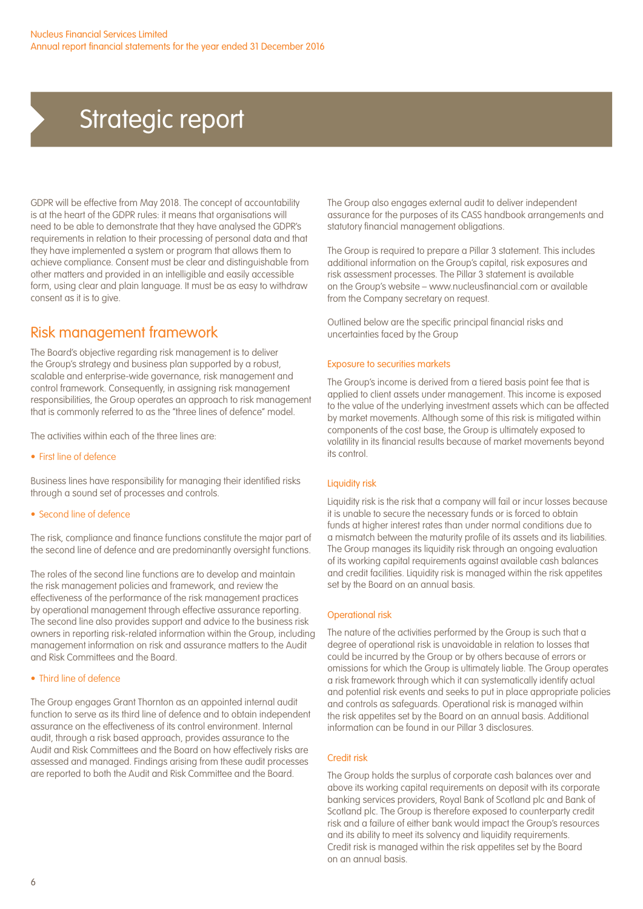# Strategic report

GDPR will be effective from May 2018. The concept of accountability is at the heart of the GDPR rules: it means that organisations will need to be able to demonstrate that they have analysed the GDPR's requirements in relation to their processing of personal data and that they have implemented a system or program that allows them to achieve compliance. Consent must be clear and distinguishable from other matters and provided in an intelligible and easily accessible form, using clear and plain language. It must be as easy to withdraw consent as it is to give.

## Risk management framework

The Board's objective regarding risk management is to deliver the Group's strategy and business plan supported by a robust, scalable and enterprise-wide governance, risk management and control framework. Consequently, in assigning risk management responsibilities, the Group operates an approach to risk management that is commonly referred to as the "three lines of defence" model.

The activities within each of the three lines are:

- First line of defence

Business lines have responsibility for managing their identified risks through a sound set of processes and controls.

- Second line of defence

The risk, compliance and finance functions constitute the major part of the second line of defence and are predominantly oversight functions.

The roles of the second line functions are to develop and maintain the risk management policies and framework, and review the effectiveness of the performance of the risk management practices by operational management through effective assurance reporting. The second line also provides support and advice to the business risk owners in reporting risk-related information within the Group, including management information on risk and assurance matters to the Audit and Risk Committees and the Board.

- Third line of defence

The Group engages Grant Thornton as an appointed internal audit function to serve as its third line of defence and to obtain independent assurance on the effectiveness of its control environment. Internal audit, through a risk based approach, provides assurance to the Audit and Risk Committees and the Board on how effectively risks are assessed and managed. Findings arising from these audit processes are reported to both the Audit and Risk Committee and the Board.

The Group also engages external audit to deliver independent assurance for the purposes of its CASS handbook arrangements and statutory financial management obligations.

The Group is required to prepare a Pillar 3 statement. This includes additional information on the Group's capital, risk exposures and risk assessment processes. The Pillar 3 statement is available on the Group's website – www.nucleusfinancial.com or available from the Company secretary on request.

Outlined below are the specific principal financial risks and uncertainties faced by the Group

### Exposure to securities markets

The Group's income is derived from a tiered basis point fee that is applied to client assets under management. This income is exposed to the value of the underlying investment assets which can be affected by market movements. Although some of this risk is mitigated within components of the cost base, the Group is ultimately exposed to volatility in its financial results because of market movements beyond its control.

### Liquidity risk

Liquidity risk is the risk that a company will fail or incur losses because it is unable to secure the necessary funds or is forced to obtain funds at higher interest rates than under normal conditions due to a mismatch between the maturity profile of its assets and its liabilities. The Group manages its liquidity risk through an ongoing evaluation of its working capital requirements against available cash balances and credit facilities. Liquidity risk is managed within the risk appetites set by the Board on an annual basis.

### Operational risk

The nature of the activities performed by the Group is such that a degree of operational risk is unavoidable in relation to losses that could be incurred by the Group or by others because of errors or omissions for which the Group is ultimately liable. The Group operates a risk framework through which it can systematically identify actual and potential risk events and seeks to put in place appropriate policies and controls as safeguards. Operational risk is managed within the risk appetites set by the Board on an annual basis. Additional information can be found in our Pillar 3 disclosures.

### Credit risk

The Group holds the surplus of corporate cash balances over and above its working capital requirements on deposit with its corporate banking services providers, Royal Bank of Scotland plc and Bank of Scotland plc. The Group is therefore exposed to counterparty credit risk and a failure of either bank would impact the Group's resources and its ability to meet its solvency and liquidity requirements. Credit risk is managed within the risk appetites set by the Board on an annual basis.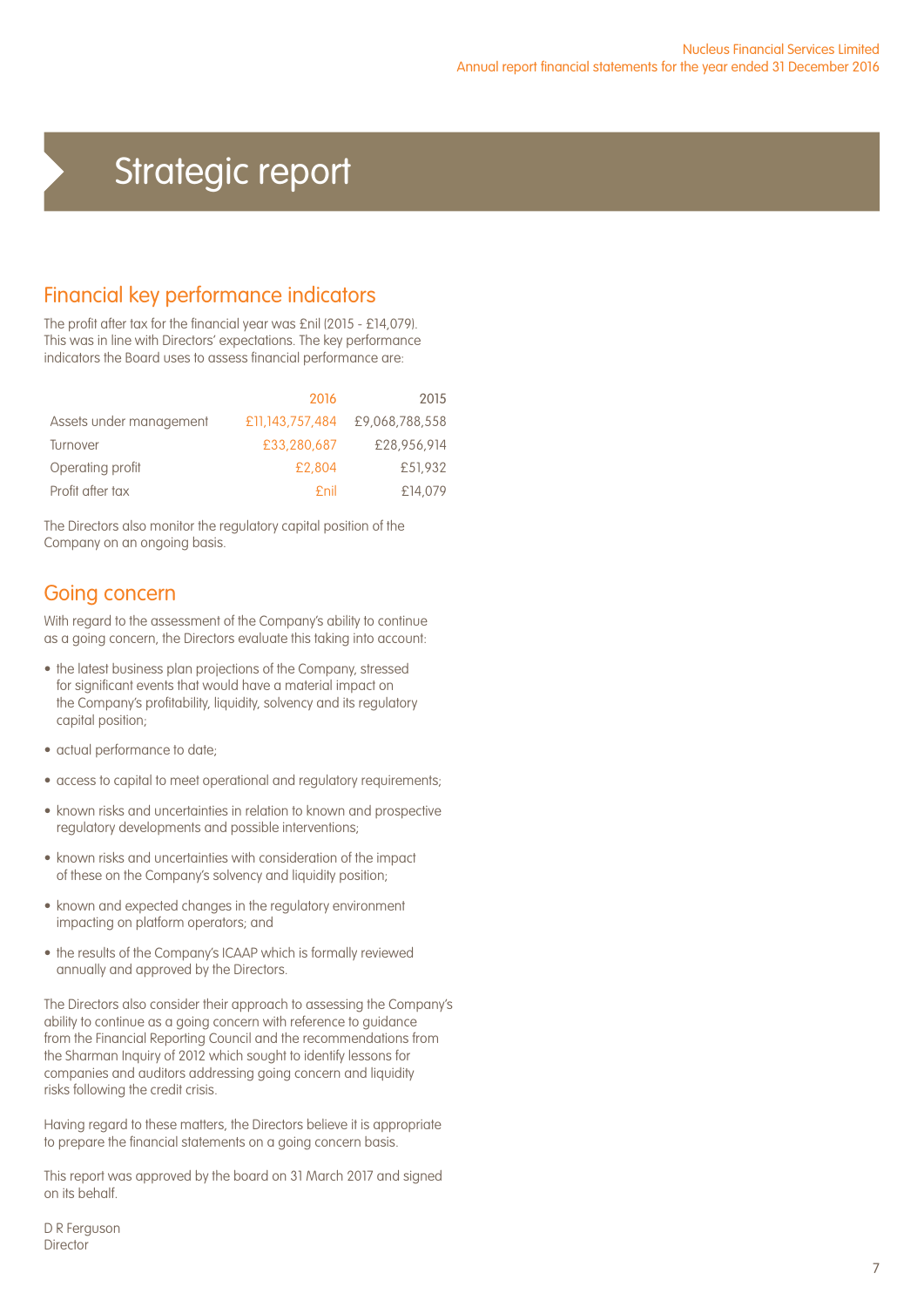# Strategic report

## Financial key performance indicators

The profit after tax for the financial year was £nil (2015 - £14,079). This was in line with Directors' expectations. The key performance indicators the Board uses to assess financial performance are:

| | 2016 | 2015 |
|---|---|---|
| Assets under management | £11,143,757,484 | £9,068,788,558 |
| Turnover | £33,280,687 | £28,956,914 |
| Operating profit | £2,804 | £51,932 |
| Profit after tax | £nil | £14,079 |

The Directors also monitor the regulatory capital position of the Company on an ongoing basis.

## Going concern

With regard to the assessment of the Company's ability to continue as a going concern, the Directors evaluate this taking into account:

- the latest business plan projections of the Company, stressed for significant events that would have a material impact on the Company's profitability, liquidity, solvency and its regulatory capital position;
- actual performance to date;
- access to capital to meet operational and regulatory requirements;
- known risks and uncertainties in relation to known and prospective regulatory developments and possible interventions;
- known risks and uncertainties with consideration of the impact of these on the Company's solvency and liquidity position;
- known and expected changes in the regulatory environment impacting on platform operators; and
- the results of the Company's ICAAP which is formally reviewed annually and approved by the Directors.

The Directors also consider their approach to assessing the Company's ability to continue as a going concern with reference to guidance from the Financial Reporting Council and the recommendations from the Sharman Inquiry of 2012 which sought to identify lessons for companies and auditors addressing going concern and liquidity risks following the credit crisis.

Having regard to these matters, the Directors believe it is appropriate to prepare the financial statements on a going concern basis.

This report was approved by the board on 31 March 2017 and signed on its behalf.

D R Ferguson
Director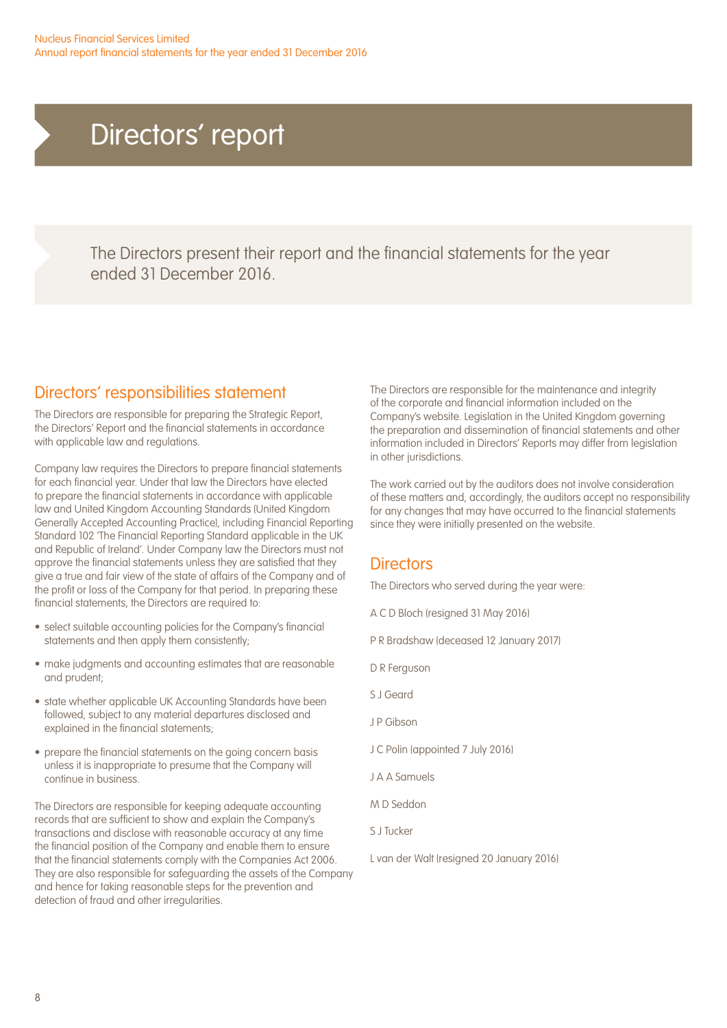# Directors' report

The Directors present their report and the financial statements for the year ended 31 December 2016.

## Directors' responsibilities statement

The Directors are responsible for preparing the Strategic Report, the Directors' Report and the financial statements in accordance with applicable law and regulations.

Company law requires the Directors to prepare financial statements for each financial year. Under that law the Directors have elected to prepare the financial statements in accordance with applicable law and United Kingdom Accounting Standards (United Kingdom Generally Accepted Accounting Practice), including Financial Reporting Standard 102 'The Financial Reporting Standard applicable in the UK and Republic of Ireland'. Under Company law the Directors must not approve the financial statements unless they are satisfied that they give a true and fair view of the state of affairs of the Company and of the profit or loss of the Company for that period. In preparing these financial statements, the Directors are required to:

- select suitable accounting policies for the Company's financial statements and then apply them consistently;
- make judgments and accounting estimates that are reasonable and prudent;
- state whether applicable UK Accounting Standards have been followed, subject to any material departures disclosed and explained in the financial statements;
- prepare the financial statements on the going concern basis unless it is inappropriate to presume that the Company will continue in business.

The Directors are responsible for keeping adequate accounting records that are sufficient to show and explain the Company's transactions and disclose with reasonable accuracy at any time the financial position of the Company and enable them to ensure that the financial statements comply with the Companies Act 2006. They are also responsible for safeguarding the assets of the Company and hence for taking reasonable steps for the prevention and detection of fraud and other irregularities.

The Directors are responsible for the maintenance and integrity of the corporate and financial information included on the Company's website. Legislation in the United Kingdom governing the preparation and dissemination of financial statements and other information included in Directors' Reports may differ from legislation in other jurisdictions.

The work carried out by the auditors does not involve consideration of these matters and, accordingly, the auditors accept no responsibility for any changes that may have occurred to the financial statements since they were initially presented on the website.

## Directors

The Directors who served during the year were:

A C D Bloch (resigned 31 May 2016)

P R Bradshaw (deceased 12 January 2017)

D R Ferguson

S J Geard

J P Gibson

J C Polin (appointed 7 July 2016)

J A A Samuels

M D Seddon

S J Tucker

L van der Walt (resigned 20 January 2016)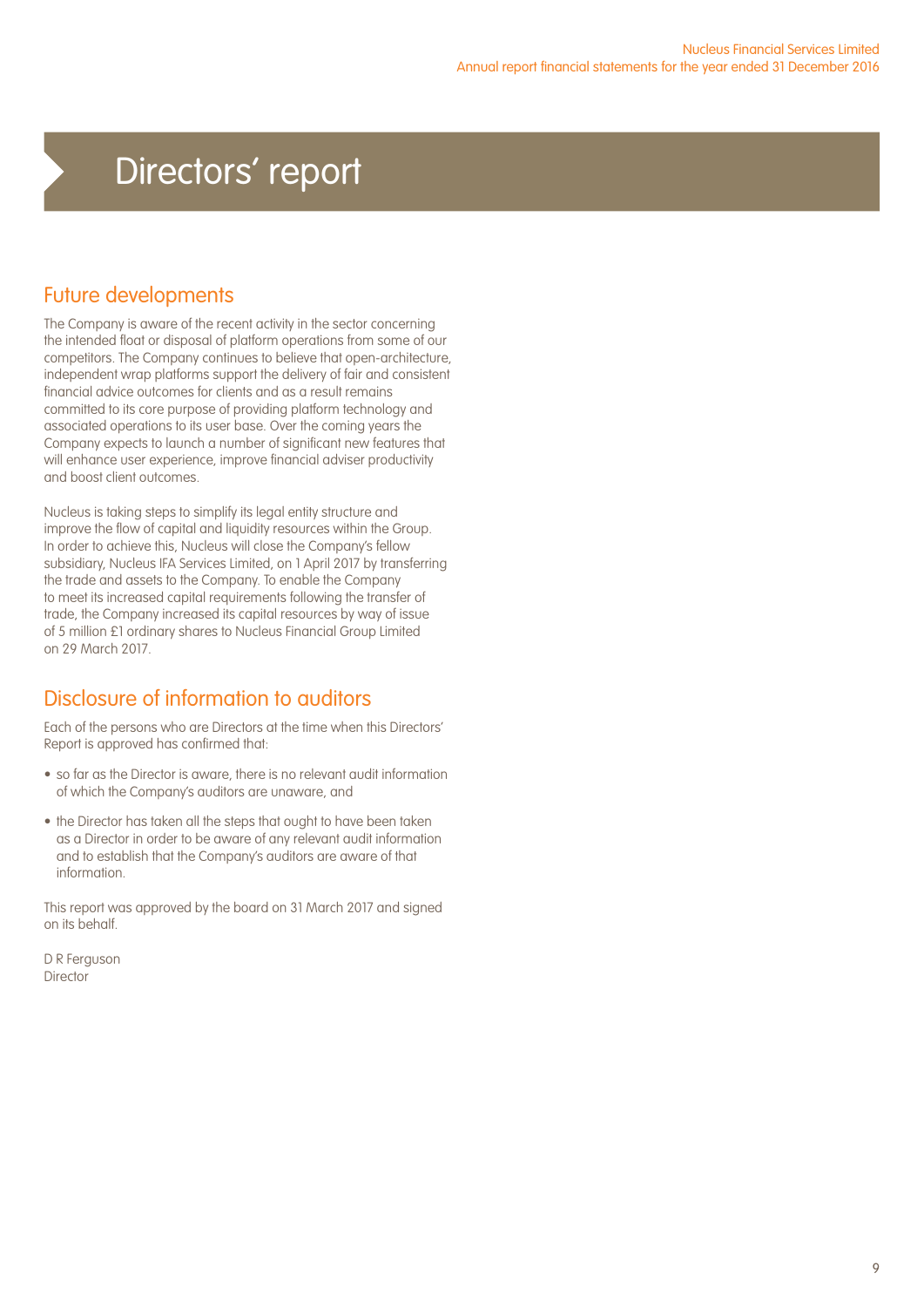# Directors' report

## Future developments

The Company is aware of the recent activity in the sector concerning the intended float or disposal of platform operations from some of our competitors. The Company continues to believe that open-architecture, independent wrap platforms support the delivery of fair and consistent financial advice outcomes for clients and as a result remains committed to its core purpose of providing platform technology and associated operations to its user base. Over the coming years the Company expects to launch a number of significant new features that will enhance user experience, improve financial adviser productivity and boost client outcomes.

Nucleus is taking steps to simplify its legal entity structure and improve the flow of capital and liquidity resources within the Group. In order to achieve this, Nucleus will close the Company's fellow subsidiary, Nucleus IFA Services Limited, on 1 April 2017 by transferring the trade and assets to the Company. To enable the Company to meet its increased capital requirements following the transfer of trade, the Company increased its capital resources by way of issue of 5 million £1 ordinary shares to Nucleus Financial Group Limited on 29 March 2017.

## Disclosure of information to auditors

Each of the persons who are Directors at the time when this Directors' Report is approved has confirmed that:

- so far as the Director is aware, there is no relevant audit information of which the Company's auditors are unaware, and
- the Director has taken all the steps that ought to have been taken as a Director in order to be aware of any relevant audit information and to establish that the Company's auditors are aware of that information.

This report was approved by the board on 31 March 2017 and signed on its behalf.

D R Ferguson
Director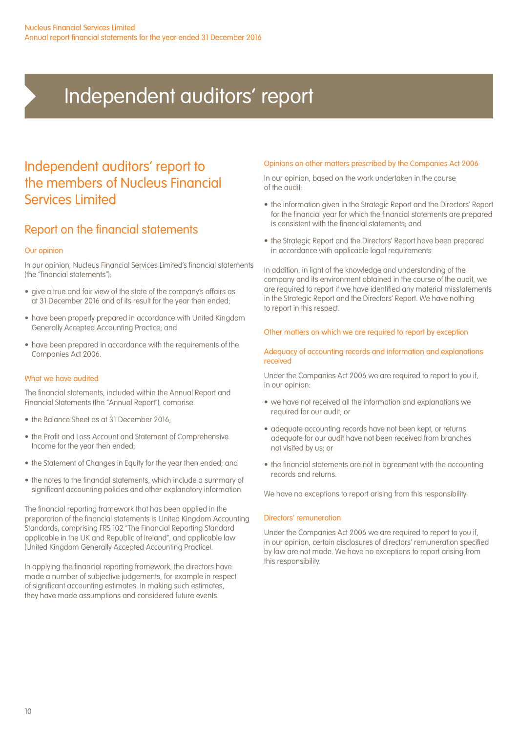# Independent auditors' report

## Independent auditors' report to the members of Nucleus Financial Services Limited

## Report on the financial statements

### Our opinion

In our opinion, Nucleus Financial Services Limited's financial statements (the "financial statements"):

- give a true and fair view of the state of the company's affairs as at 31 December 2016 and of its result for the year then ended;
- have been properly prepared in accordance with United Kingdom Generally Accepted Accounting Practice; and
- have been prepared in accordance with the requirements of the Companies Act 2006.

### What we have audited

The financial statements, included within the Annual Report and Financial Statements (the "Annual Report"), comprise:

- the Balance Sheet as at 31 December 2016;
- the Profit and Loss Account and Statement of Comprehensive Income for the year then ended;
- the Statement of Changes in Equity for the year then ended; and
- the notes to the financial statements, which include a summary of significant accounting policies and other explanatory information

The financial reporting framework that has been applied in the preparation of the financial statements is United Kingdom Accounting Standards, comprising FRS 102 "The Financial Reporting Standard applicable in the UK and Republic of Ireland", and applicable law (United Kingdom Generally Accepted Accounting Practice).

In applying the financial reporting framework, the directors have made a number of subjective judgements, for example in respect of significant accounting estimates. In making such estimates, they have made assumptions and considered future events.

### Opinions on other matters prescribed by the Companies Act 2006

In our opinion, based on the work undertaken in the course of the audit:

- the information given in the Strategic Report and the Directors' Report for the financial year for which the financial statements are prepared is consistent with the financial statements; and
- the Strategic Report and the Directors' Report have been prepared in accordance with applicable legal requirements

In addition, in light of the knowledge and understanding of the company and its environment obtained in the course of the audit, we are required to report if we have identified any material misstatements in the Strategic Report and the Directors' Report. We have nothing to report in this respect.

### Other matters on which we are required to report by exception

#### Adequacy of accounting records and information and explanations received

Under the Companies Act 2006 we are required to report to you if, in our opinion:

- we have not received all the information and explanations we required for our audit; or
- adequate accounting records have not been kept, or returns adequate for our audit have not been received from branches not visited by us; or
- the financial statements are not in agreement with the accounting records and returns.

We have no exceptions to report arising from this responsibility.

#### Directors' remuneration

Under the Companies Act 2006 we are required to report to you if, in our opinion, certain disclosures of directors' remuneration specified by law are not made. We have no exceptions to report arising from this responsibility.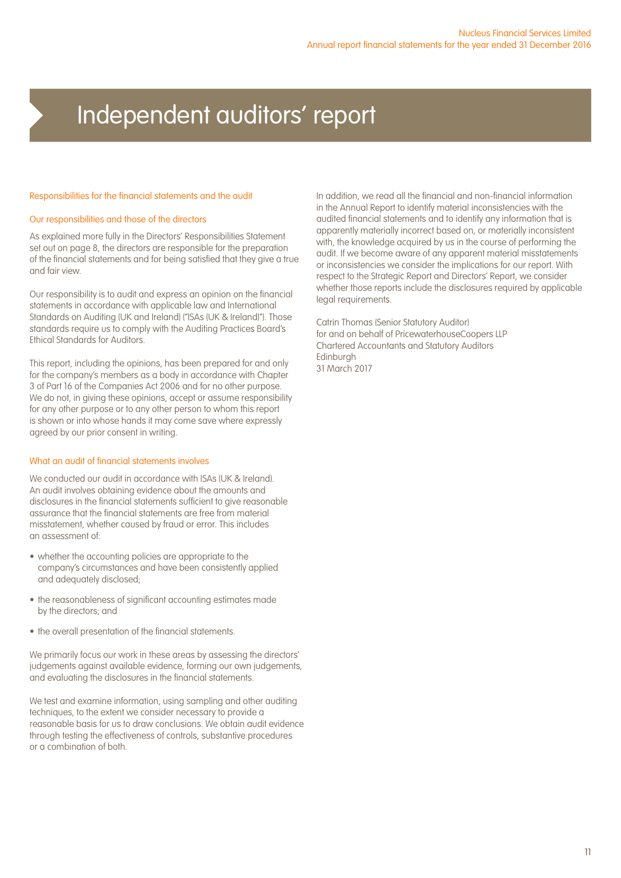# Independent auditors' report

### Responsibilities for the financial statements and the audit

#### Our responsibilities and those of the directors

As explained more fully in the Directors' Responsibilities Statement set out on page 8, the directors are responsible for the preparation of the financial statements and for being satisfied that they give a true and fair view.

Our responsibility is to audit and express an opinion on the financial statements in accordance with applicable law and International Standards on Auditing (UK and Ireland) ("ISAs (UK & Ireland)"). Those standards require us to comply with the Auditing Practices Board's Ethical Standards for Auditors.

This report, including the opinions, has been prepared for and only for the company's members as a body in accordance with Chapter 3 of Part 16 of the Companies Act 2006 and for no other purpose. We do not, in giving these opinions, accept or assume responsibility for any other purpose or to any other person to whom this report is shown or into whose hands it may come save where expressly agreed by our prior consent in writing.

#### What an audit of financial statements involves

We conducted our audit in accordance with ISAs (UK & Ireland). An audit involves obtaining evidence about the amounts and disclosures in the financial statements sufficient to give reasonable assurance that the financial statements are free from material misstatement, whether caused by fraud or error. This includes an assessment of:

- whether the accounting policies are appropriate to the company's circumstances and have been consistently applied and adequately disclosed;
- the reasonableness of significant accounting estimates made by the directors; and
- the overall presentation of the financial statements.

We primarily focus our work in these areas by assessing the directors' judgements against available evidence, forming our own judgements, and evaluating the disclosures in the financial statements.

We test and examine information, using sampling and other auditing techniques, to the extent we consider necessary to provide a reasonable basis for us to draw conclusions. We obtain audit evidence through testing the effectiveness of controls, substantive procedures or a combination of both.

In addition, we read all the financial and non-financial information in the Annual Report to identify material inconsistencies with the audited financial statements and to identify any information that is apparently materially incorrect based on, or materially inconsistent with, the knowledge acquired by us in the course of performing the audit. If we become aware of any apparent material misstatements or inconsistencies we consider the implications for our report. With respect to the Strategic Report and Directors' Report, we consider whether those reports include the disclosures required by applicable legal requirements.

Catrin Thomas (Senior Statutory Auditor)
for and on behalf of PricewaterhouseCoopers LLP
Chartered Accountants and Statutory Auditors
Edinburgh
31 March 2017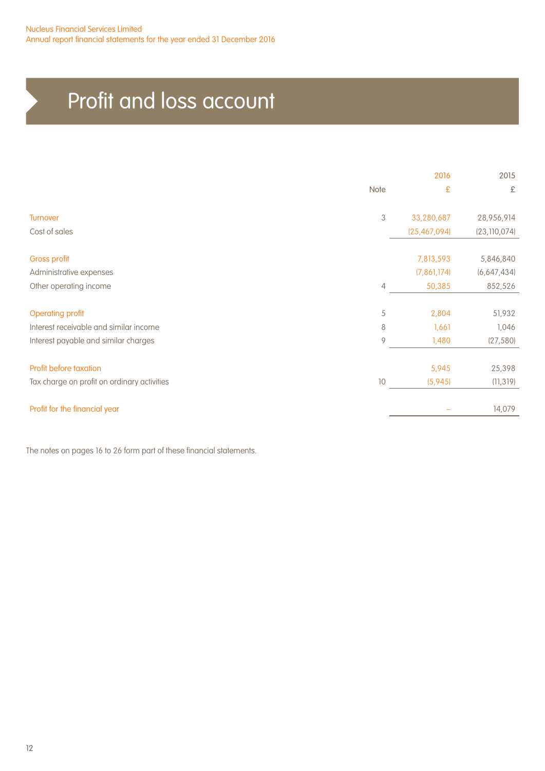# Profit and loss account

| | Note | 2016 £ | 2015 £ |
|---|---|---|---|
| Turnover | 3 | 33,280,687 | 28,956,914 |
| Cost of sales | | (25,467,094) | (23,110,074) |
| Gross profit | | 7,813,593 | 5,846,840 |
| Administrative expenses | | (7,861,174) | (6,647,434) |
| Other operating income | 4 | 50,385 | 852,526 |
| Operating profit | 5 | 2,804 | 51,932 |
| Interest receivable and similar income | 8 | 1,661 | 1,046 |
| Interest payable and similar charges | 9 | 1,480 | (27,580) |
| Profit before taxation | | 5,945 | 25,398 |
| Tax charge on profit on ordinary activities | 10 | (5,945) | (11,319) |
| Profit for the financial year | | – | 14,079 |

The notes on pages 16 to 26 form part of these financial statements.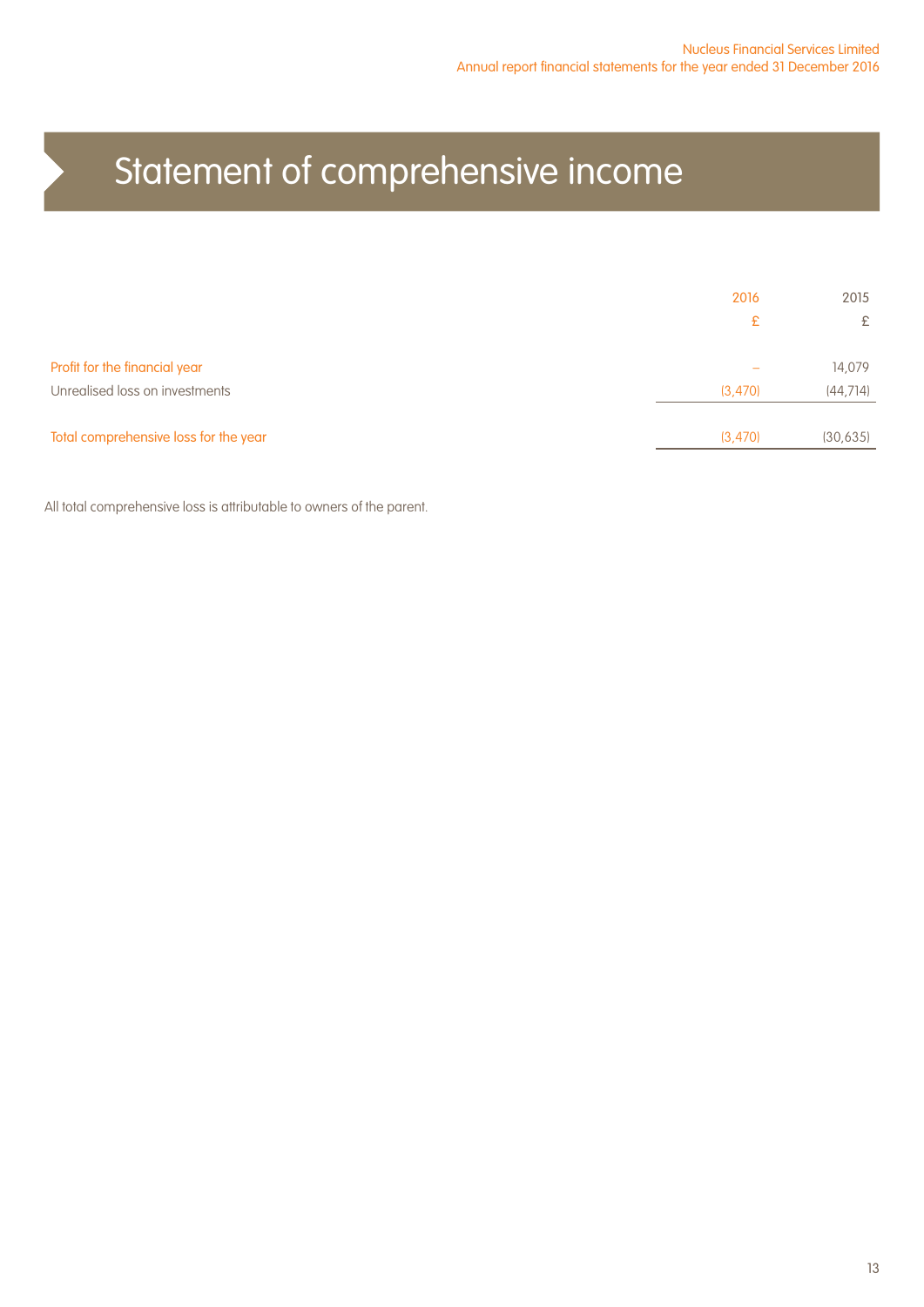# Statement of comprehensive income

| | 2016 | 2015 |
|---|---|---|
| | £ | £ |
| Profit for the financial year | – | 14,079 |
| Unrealised loss on investments | (3,470) | (44,714) |
| Total comprehensive loss for the year | (3,470) | (30,635) |

All total comprehensive loss is attributable to owners of the parent.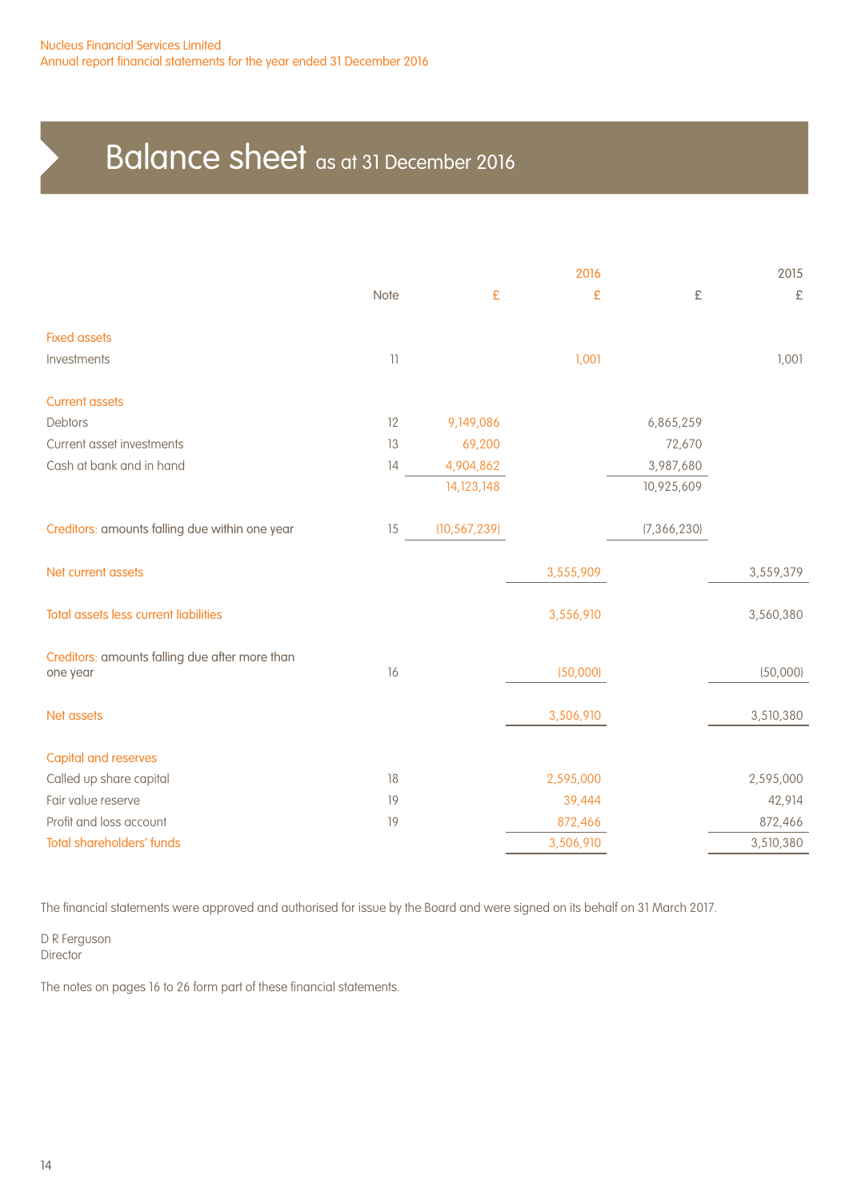Nucleus Financial Services Limited
Annual report financial statements for the year ended 31 December 2016

# Balance sheet as at 31 December 2016

| | Note | 2016 £ | 2016 £ | 2015 £ | 2015 £ |
|---|---|---|---|---|---|
| **Fixed assets** | | | | | |
| Investments | 11 | | 1,001 | | 1,001 |
| **Current assets** | | | | | |
| Debtors | 12 | 9,149,086 | | 6,865,259 | |
| Current asset investments | 13 | 69,200 | | 72,670 | |
| Cash at bank and in hand | 14 | 4,904,862 | | 3,987,680 | |
| | | 14,123,148 | | 10,925,609 | |
| **Creditors:** amounts falling due within one year | 15 | (10,567,239) | | (7,366,230) | |
| **Net current assets** | | | 3,555,909 | | 3,559,379 |
| **Total assets less current liabilities** | | | 3,556,910 | | 3,560,380 |
| **Creditors:** amounts falling due after more than one year | 16 | | (50,000) | | (50,000) |
| **Net assets** | | | 3,506,910 | | 3,510,380 |
| **Capital and reserves** | | | | | |
| Called up share capital | 18 | | 2,595,000 | | 2,595,000 |
| Fair value reserve | 19 | | 39,444 | | 42,914 |
| Profit and loss account | 19 | | 872,466 | | 872,466 |
| **Total shareholders' funds** | | | 3,506,910 | | 3,510,380 |

The financial statements were approved and authorised for issue by the Board and were signed on its behalf on 31 March 2017.

D R Ferguson
Director

The notes on pages 16 to 26 form part of these financial statements.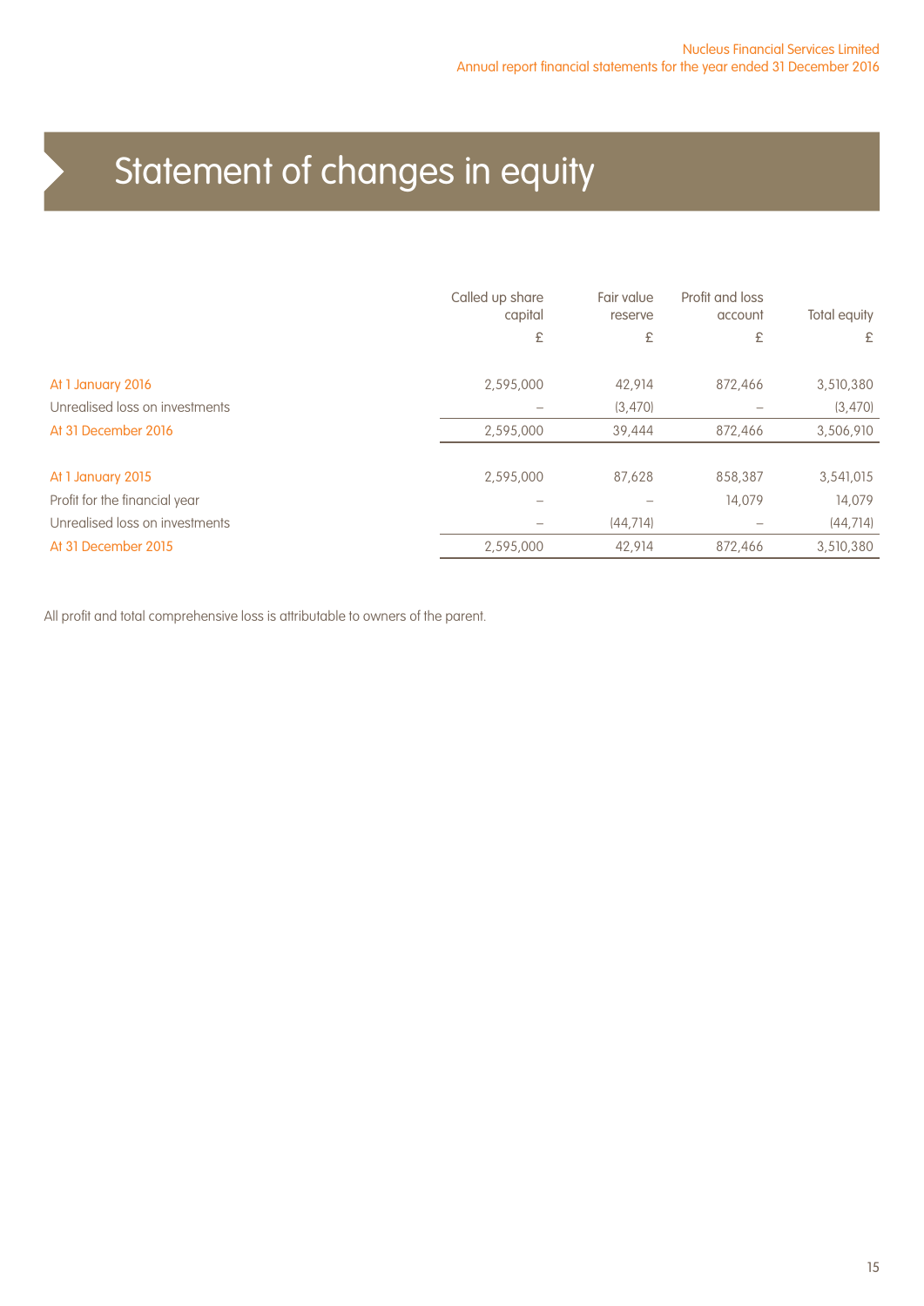# Statement of changes in equity

| | Called up share capital | Fair value reserve | Profit and loss account | Total equity |
|---|---|---|---|---|
| | £ | £ | £ | £ |
| At 1 January 2016 | 2,595,000 | 42,914 | 872,466 | 3,510,380 |
| Unrealised loss on investments | – | (3,470) | – | (3,470) |
| At 31 December 2016 | 2,595,000 | 39,444 | 872,466 | 3,506,910 |
| | | | | |
| At 1 January 2015 | 2,595,000 | 87,628 | 858,387 | 3,541,015 |
| Profit for the financial year | – | – | 14,079 | 14,079 |
| Unrealised loss on investments | – | (44,714) | – | (44,714) |
| At 31 December 2015 | 2,595,000 | 42,914 | 872,466 | 3,510,380 |

All profit and total comprehensive loss is attributable to owners of the parent.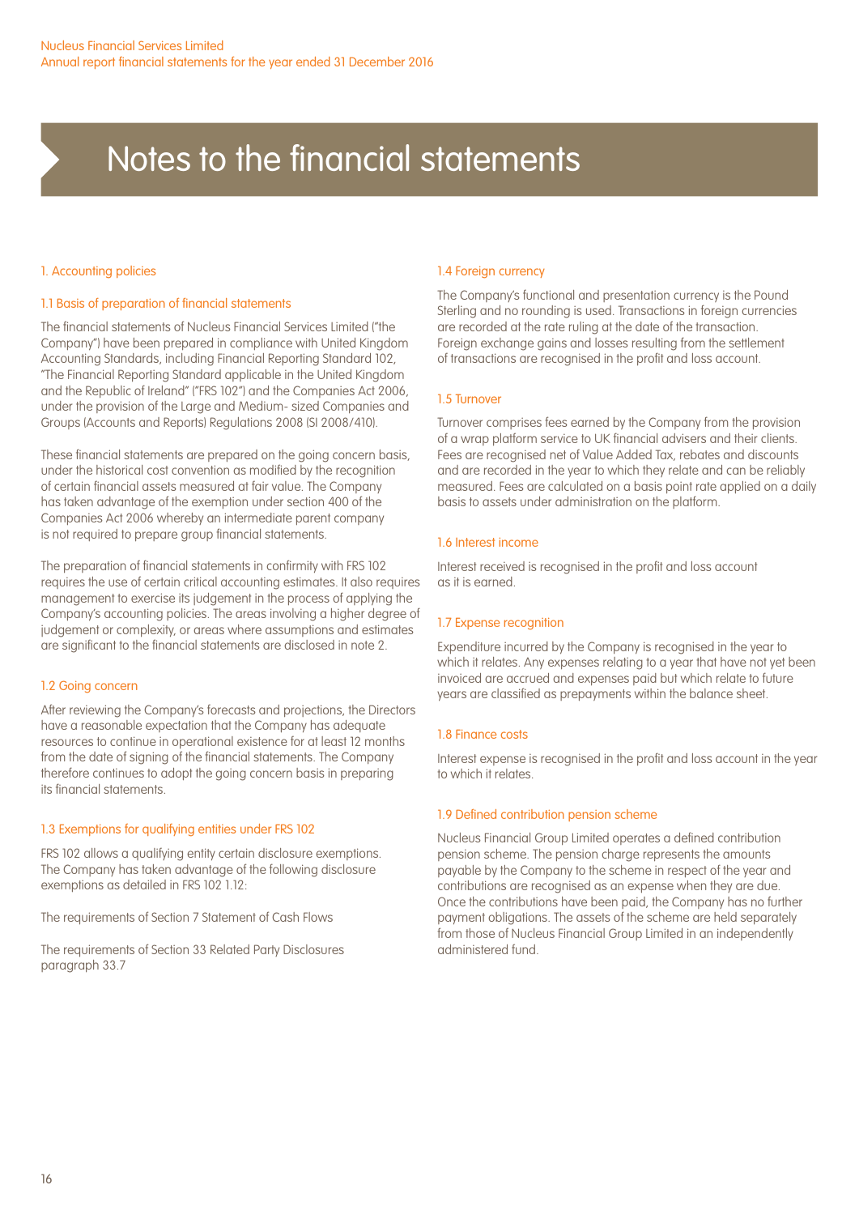# Notes to the financial statements

## 1. Accounting policies

### 1.1 Basis of preparation of financial statements

The financial statements of Nucleus Financial Services Limited ("the Company") have been prepared in compliance with United Kingdom Accounting Standards, including Financial Reporting Standard 102, "The Financial Reporting Standard applicable in the United Kingdom and the Republic of Ireland" ("FRS 102") and the Companies Act 2006, under the provision of the Large and Medium- sized Companies and Groups (Accounts and Reports) Regulations 2008 (SI 2008/410).

These financial statements are prepared on the going concern basis, under the historical cost convention as modified by the recognition of certain financial assets measured at fair value. The Company has taken advantage of the exemption under section 400 of the Companies Act 2006 whereby an intermediate parent company is not required to prepare group financial statements.

The preparation of financial statements in confirmity with FRS 102 requires the use of certain critical accounting estimates. It also requires management to exercise its judgement in the process of applying the Company's accounting policies. The areas involving a higher degree of judgement or complexity, or areas where assumptions and estimates are significant to the financial statements are disclosed in note 2.

### 1.2 Going concern

After reviewing the Company's forecasts and projections, the Directors have a reasonable expectation that the Company has adequate resources to continue in operational existence for at least 12 months from the date of signing of the financial statements. The Company therefore continues to adopt the going concern basis in preparing its financial statements.

### 1.3 Exemptions for qualifying entities under FRS 102

FRS 102 allows a qualifying entity certain disclosure exemptions. The Company has taken advantage of the following disclosure exemptions as detailed in FRS 102 1.12:

The requirements of Section 7 Statement of Cash Flows

The requirements of Section 33 Related Party Disclosures paragraph 33.7

### 1.4 Foreign currency

The Company's functional and presentation currency is the Pound Sterling and no rounding is used. Transactions in foreign currencies are recorded at the rate ruling at the date of the transaction. Foreign exchange gains and losses resulting from the settlement of transactions are recognised in the profit and loss account.

### 1.5 Turnover

Turnover comprises fees earned by the Company from the provision of a wrap platform service to UK financial advisers and their clients. Fees are recognised net of Value Added Tax, rebates and discounts and are recorded in the year to which they relate and can be reliably measured. Fees are calculated on a basis point rate applied on a daily basis to assets under administration on the platform.

### 1.6 Interest income

Interest received is recognised in the profit and loss account as it is earned.

### 1.7 Expense recognition

Expenditure incurred by the Company is recognised in the year to which it relates. Any expenses relating to a year that have not yet been invoiced are accrued and expenses paid but which relate to future years are classified as prepayments within the balance sheet.

### 1.8 Finance costs

Interest expense is recognised in the profit and loss account in the year to which it relates.

### 1.9 Defined contribution pension scheme

Nucleus Financial Group Limited operates a defined contribution pension scheme. The pension charge represents the amounts payable by the Company to the scheme in respect of the year and contributions are recognised as an expense when they are due. Once the contributions have been paid, the Company has no further payment obligations. The assets of the scheme are held separately from those of Nucleus Financial Group Limited in an independently administered fund.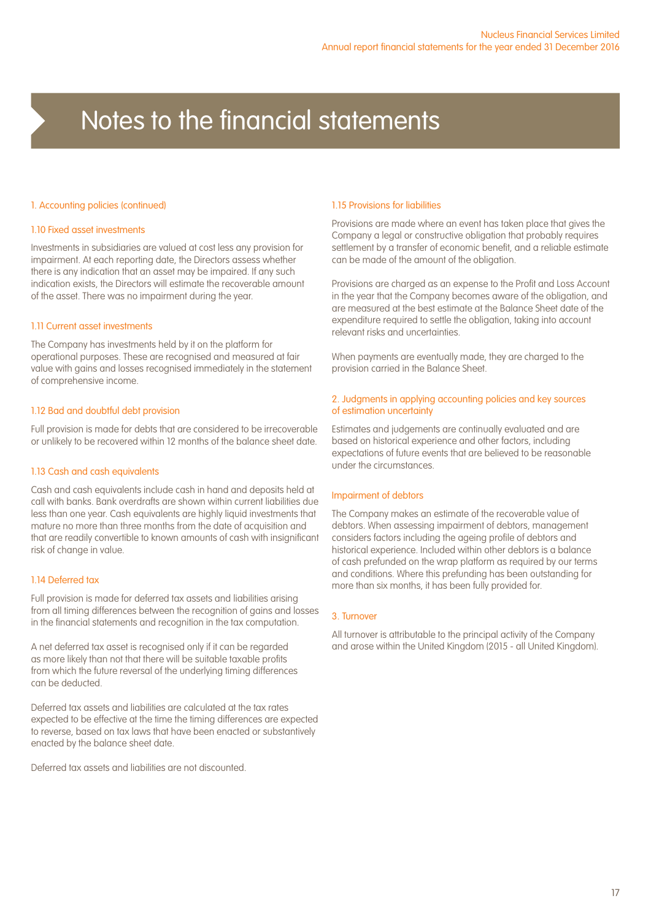# Notes to the financial statements

## 1. Accounting policies (continued)

### 1.10 Fixed asset investments

Investments in subsidiaries are valued at cost less any provision for impairment. At each reporting date, the Directors assess whether there is any indication that an asset may be impaired. If any such indication exists, the Directors will estimate the recoverable amount of the asset. There was no impairment during the year.

### 1.11 Current asset investments

The Company has investments held by it on the platform for operational purposes. These are recognised and measured at fair value with gains and losses recognised immediately in the statement of comprehensive income.

### 1.12 Bad and doubtful debt provision

Full provision is made for debts that are considered to be irrecoverable or unlikely to be recovered within 12 months of the balance sheet date.

### 1.13 Cash and cash equivalents

Cash and cash equivalents include cash in hand and deposits held at call with banks. Bank overdrafts are shown within current liabilities due less than one year. Cash equivalents are highly liquid investments that mature no more than three months from the date of acquisition and that are readily convertible to known amounts of cash with insignificant risk of change in value.

### 1.14 Deferred tax

Full provision is made for deferred tax assets and liabilities arising from all timing differences between the recognition of gains and losses in the financial statements and recognition in the tax computation.

A net deferred tax asset is recognised only if it can be regarded as more likely than not that there will be suitable taxable profits from which the future reversal of the underlying timing differences can be deducted.

Deferred tax assets and liabilities are calculated at the tax rates expected to be effective at the time the timing differences are expected to reverse, based on tax laws that have been enacted or substantively enacted by the balance sheet date.

Deferred tax assets and liabilities are not discounted.

### 1.15 Provisions for liabilities

Provisions are made where an event has taken place that gives the Company a legal or constructive obligation that probably requires settlement by a transfer of economic benefit, and a reliable estimate can be made of the amount of the obligation.

Provisions are charged as an expense to the Profit and Loss Account in the year that the Company becomes aware of the obligation, and are measured at the best estimate at the Balance Sheet date of the expenditure required to settle the obligation, taking into account relevant risks and uncertainties.

When payments are eventually made, they are charged to the provision carried in the Balance Sheet.

## 2. Judgments in applying accounting policies and key sources of estimation uncertainty

Estimates and judgements are continually evaluated and are based on historical experience and other factors, including expectations of future events that are believed to be reasonable under the circumstances.

### Impairment of debtors

The Company makes an estimate of the recoverable value of debtors. When assessing impairment of debtors, management considers factors including the ageing profile of debtors and historical experience. Included within other debtors is a balance of cash prefunded on the wrap platform as required by our terms and conditions. Where this prefunding has been outstanding for more than six months, it has been fully provided for.

## 3. Turnover

All turnover is attributable to the principal activity of the Company and arose within the United Kingdom (2015 - all United Kingdom).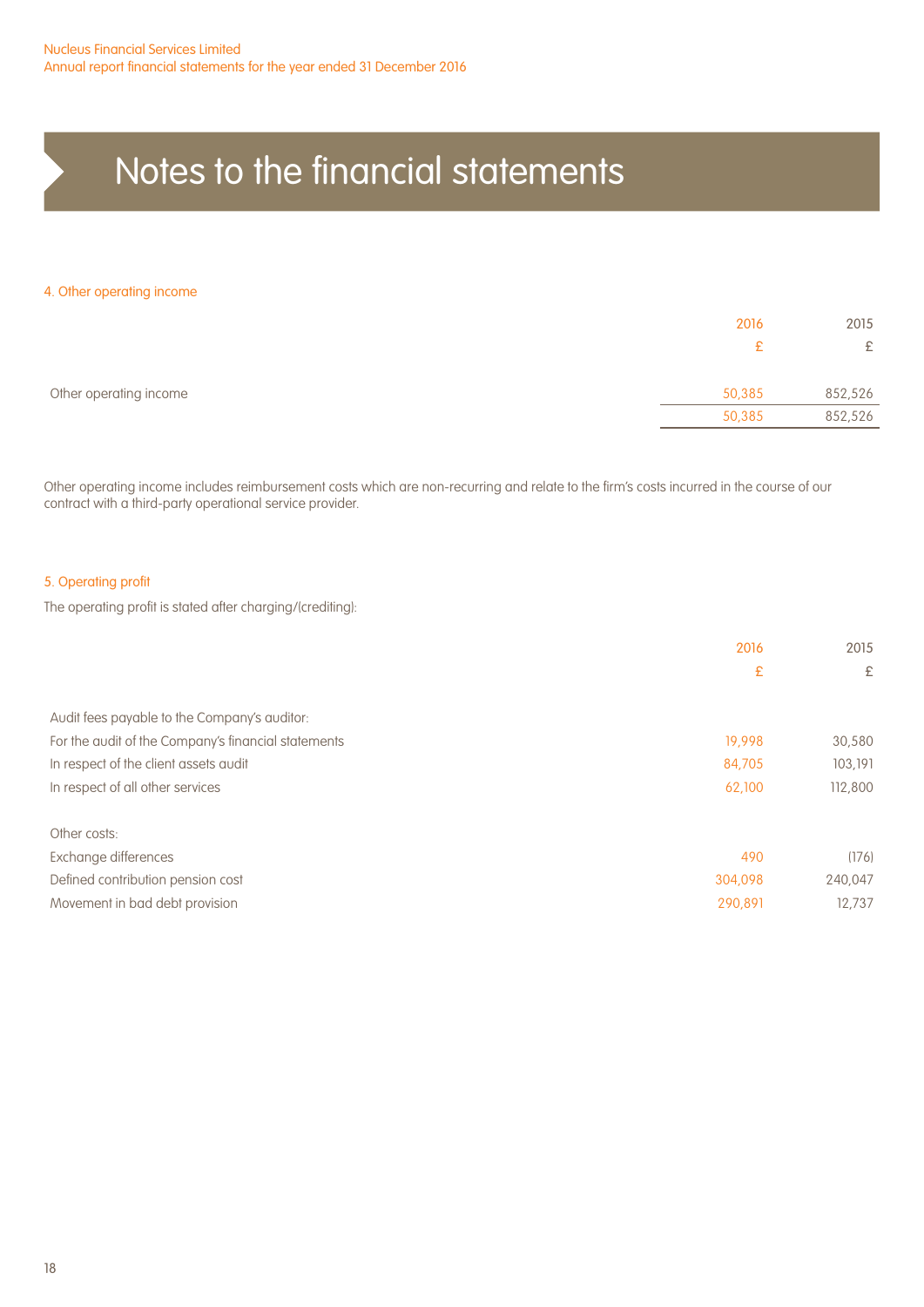# Notes to the financial statements

## 4. Other operating income

| | 2016 | 2015 |
|---|---|---|
| | £ | £ |
| Other operating income | 50,385 | 852,526 |
| | 50,385 | 852,526 |

Other operating income includes reimbursement costs which are non-recurring and relate to the firm's costs incurred in the course of our contract with a third-party operational service provider.

## 5. Operating profit

The operating profit is stated after charging/(crediting):

| | 2016 | 2015 |
|---|---|---|
| | £ | £ |
| Audit fees payable to the Company's auditor: | | |
| For the audit of the Company's financial statements | 19,998 | 30,580 |
| In respect of the client assets audit | 84,705 | 103,191 |
| In respect of all other services | 62,100 | 112,800 |
| Other costs: | | |
| Exchange differences | 490 | (176) |
| Defined contribution pension cost | 304,098 | 240,047 |
| Movement in bad debt provision | 290,891 | 12,737 |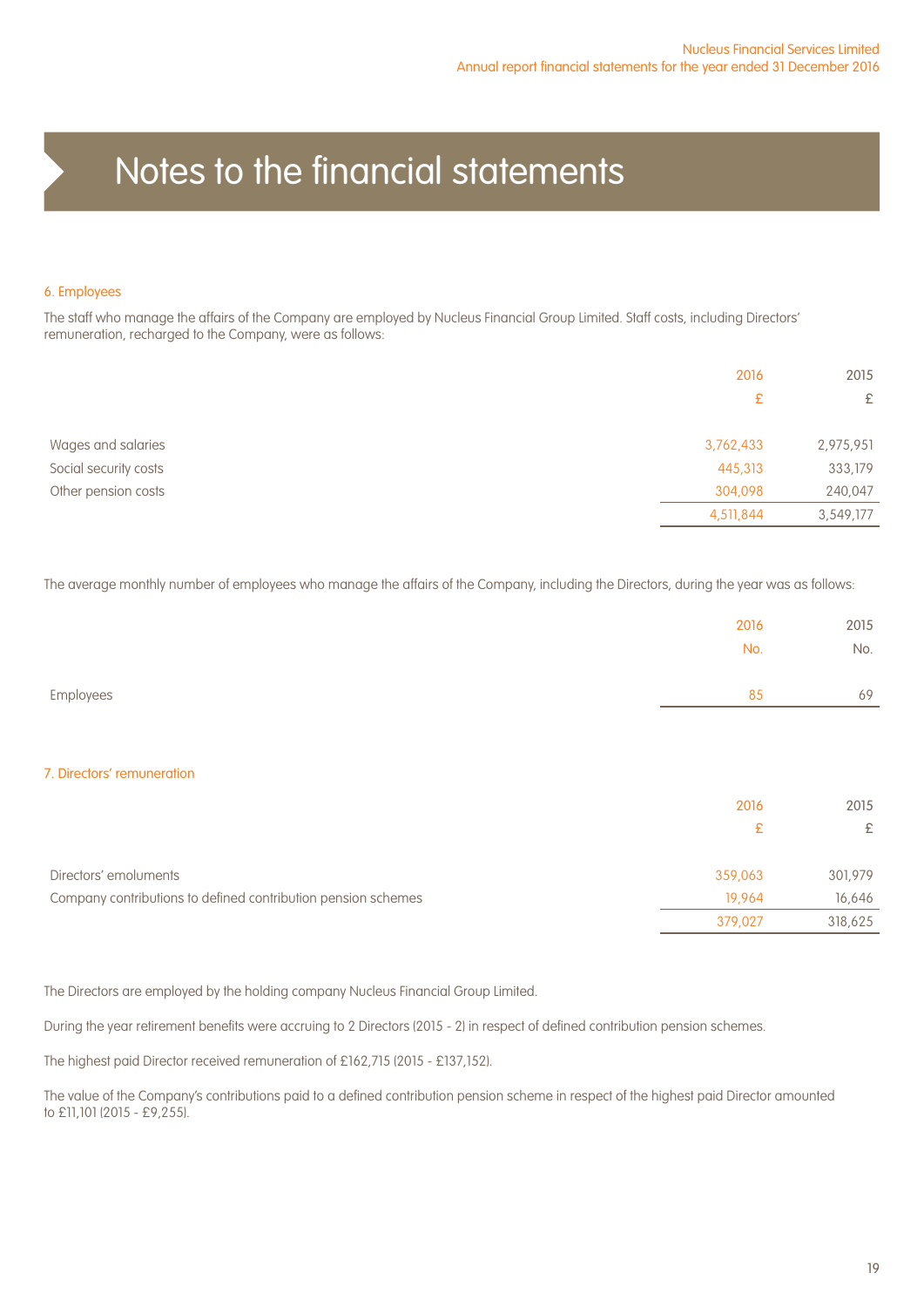# Notes to the financial statements

## 6. Employees

The staff who manage the affairs of the Company are employed by Nucleus Financial Group Limited. Staff costs, including Directors' remuneration, recharged to the Company, were as follows:

| | 2016 | 2015 |
|---|---|---|
| | £ | £ |
| Wages and salaries | 3,762,433 | 2,975,951 |
| Social security costs | 445,313 | 333,179 |
| Other pension costs | 304,098 | 240,047 |
| | 4,511,844 | 3,549,177 |

The average monthly number of employees who manage the affairs of the Company, including the Directors, during the year was as follows:

| | 2016 | 2015 |
|---|---|---|
| | No. | No. |
| Employees | 85 | 69 |

## 7. Directors' remuneration

| | 2016 | 2015 |
|---|---|---|
| | £ | £ |
| Directors' emoluments | 359,063 | 301,979 |
| Company contributions to defined contribution pension schemes | 19,964 | 16,646 |
| | 379,027 | 318,625 |

The Directors are employed by the holding company Nucleus Financial Group Limited.

During the year retirement benefits were accruing to 2 Directors (2015 - 2) in respect of defined contribution pension schemes.

The highest paid Director received remuneration of £162,715 (2015 - £137,152).

The value of the Company's contributions paid to a defined contribution pension scheme in respect of the highest paid Director amounted to £11,101 (2015 - £9,255).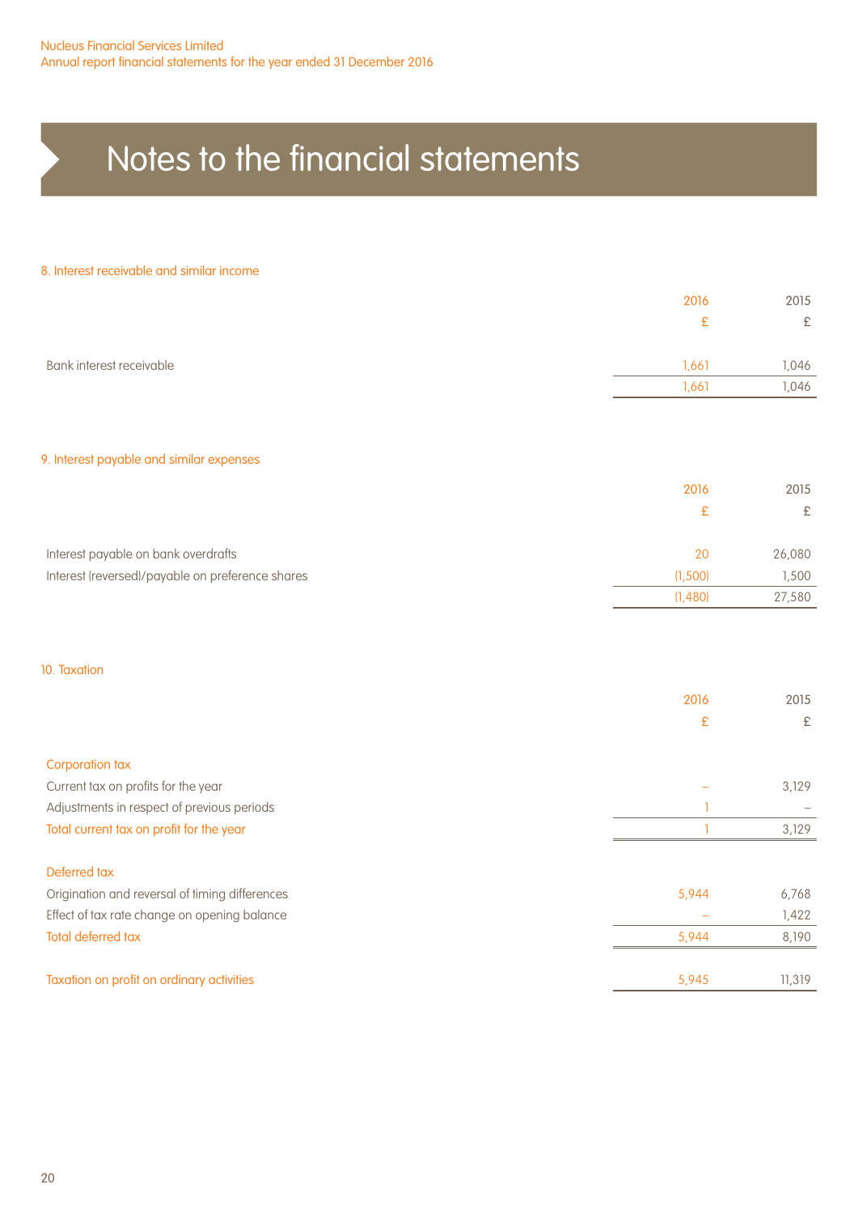# Notes to the financial statements

## 8. Interest receivable and similar income

| | 2016 £ | 2015 £ |
|---|---|---|
| Bank interest receivable | 1,661 | 1,046 |
| | 1,661 | 1,046 |

## 9. Interest payable and similar expenses

| | 2016 £ | 2015 £ |
|---|---|---|
| Interest payable on bank overdrafts | 20 | 26,080 |
| Interest (reversed)/payable on preference shares | (1,500) | 1,500 |
| | (1,480) | 27,580 |

## 10. Taxation

| | 2016 £ | 2015 £ |
|---|---|---|
| **Corporation tax** | | |
| Current tax on profits for the year | – | 3,129 |
| Adjustments in respect of previous periods | 1 | – |
| **Total current tax on profit for the year** | 1 | 3,129 |
| **Deferred tax** | | |
| Origination and reversal of timing differences | 5,944 | 6,768 |
| Effect of tax rate change on opening balance | – | 1,422 |
| **Total deferred tax** | 5,944 | 8,190 |
| **Taxation on profit on ordinary activities** | 5,945 | 11,319 |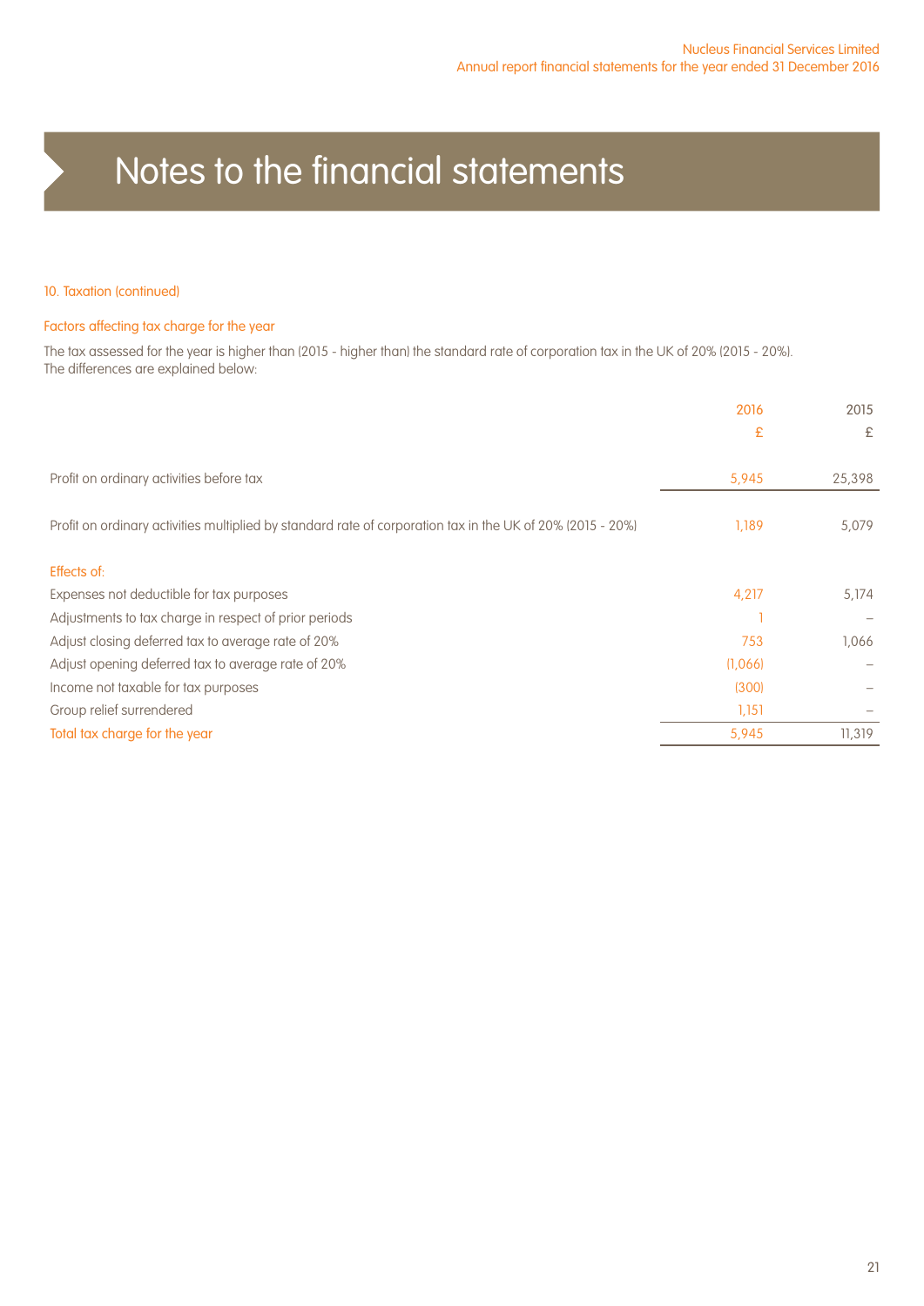# Notes to the financial statements

### 10. Taxation (continued)

#### Factors affecting tax charge for the year

The tax assessed for the year is higher than (2015 - higher than) the standard rate of corporation tax in the UK of 20% (2015 - 20%). The differences are explained below:

| | 2016 £ | 2015 £ |
|---|---|---|
| Profit on ordinary activities before tax | 5,945 | 25,398 |
| Profit on ordinary activities multiplied by standard rate of corporation tax in the UK of 20% (2015 - 20%) | 1,189 | 5,079 |
| **Effects of:** | | |
| Expenses not deductible for tax purposes | 4,217 | 5,174 |
| Adjustments to tax charge in respect of prior periods | 1 | – |
| Adjust closing deferred tax to average rate of 20% | 753 | 1,066 |
| Adjust opening deferred tax to average rate of 20% | (1,066) | – |
| Income not taxable for tax purposes | (300) | – |
| Group relief surrendered | 1,151 | – |
| **Total tax charge for the year** | 5,945 | 11,319 |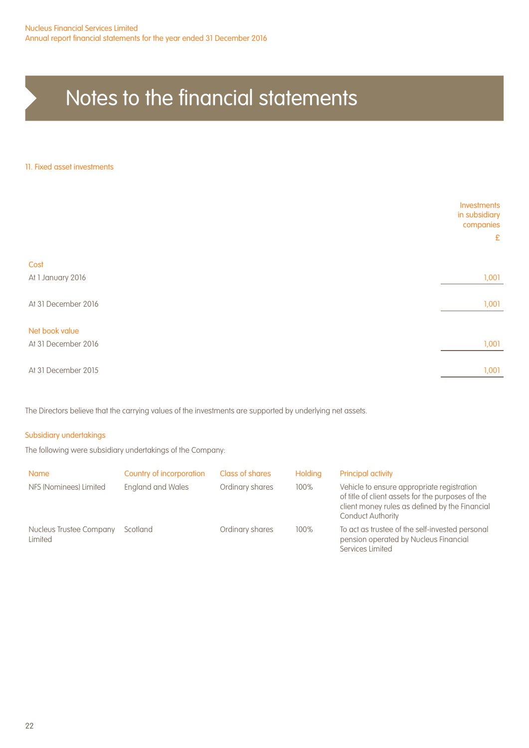# Notes to the financial statements

## 11. Fixed asset investments

| | Investments in subsidiary companies |
|---|---|
| | £ |
| **Cost** | |
| At 1 January 2016 | 1,001 |
| At 31 December 2016 | 1,001 |
| **Net book value** | |
| At 31 December 2016 | 1,001 |
| At 31 December 2015 | 1,001 |

The Directors believe that the carrying values of the investments are supported by underlying net assets.

### Subsidiary undertakings

The following were subsidiary undertakings of the Company:

| Name | Country of incorporation | Class of shares | Holding | Principal activity |
|---|---|---|---|---|
| NFS (Nominees) Limited | England and Wales | Ordinary shares | 100% | Vehicle to ensure appropriate registration of title of client assets for the purposes of the client money rules as defined by the Financial Conduct Authority |
| Nucleus Trustee Company Limited | Scotland | Ordinary shares | 100% | To act as trustee of the self-invested personal pension operated by Nucleus Financial Services Limited |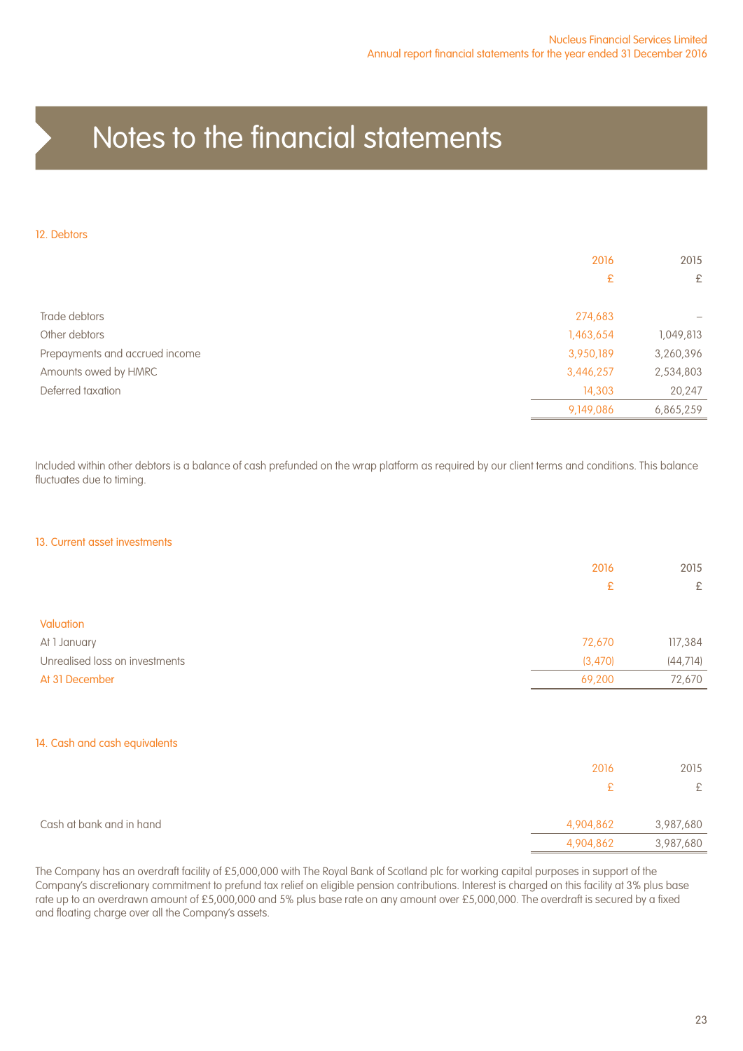# Notes to the financial statements

## 12. Debtors

| | 2016 | 2015 |
|---|---|---|
| | £ | £ |
| Trade debtors | 274,683 | – |
| Other debtors | 1,463,654 | 1,049,813 |
| Prepayments and accrued income | 3,950,189 | 3,260,396 |
| Amounts owed by HMRC | 3,446,257 | 2,534,803 |
| Deferred taxation | 14,303 | 20,247 |
| | 9,149,086 | 6,865,259 |

Included within other debtors is a balance of cash prefunded on the wrap platform as required by our client terms and conditions. This balance fluctuates due to timing.

## 13. Current asset investments

| | 2016 | 2015 |
|---|---|---|
| | £ | £ |
| **Valuation** | | |
| At 1 January | 72,670 | 117,384 |
| Unrealised loss on investments | (3,470) | (44,714) |
| At 31 December | 69,200 | 72,670 |

## 14. Cash and cash equivalents

| | 2016 | 2015 |
|---|---|---|
| | £ | £ |
| Cash at bank and in hand | 4,904,862 | 3,987,680 |
| | 4,904,862 | 3,987,680 |

The Company has an overdraft facility of £5,000,000 with The Royal Bank of Scotland plc for working capital purposes in support of the Company's discretionary commitment to prefund tax relief on eligible pension contributions. Interest is charged on this facility at 3% plus base rate up to an overdrawn amount of £5,000,000 and 5% plus base rate on any amount over £5,000,000. The overdraft is secured by a fixed and floating charge over all the Company's assets.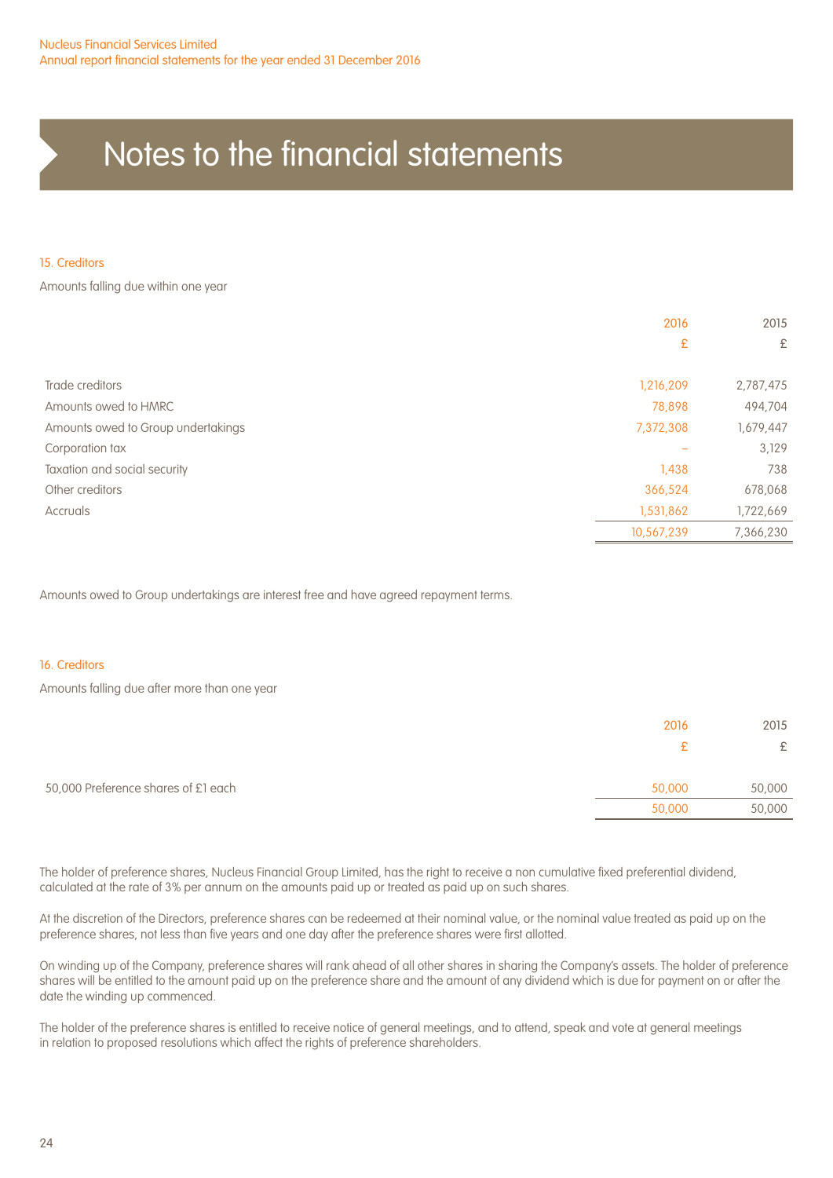# Notes to the financial statements

## 15. Creditors

Amounts falling due within one year

| | 2016 | 2015 |
|---|---|---|
| | £ | £ |
| Trade creditors | 1,216,209 | 2,787,475 |
| Amounts owed to HMRC | 78,898 | 494,704 |
| Amounts owed to Group undertakings | 7,372,308 | 1,679,447 |
| Corporation tax | – | 3,129 |
| Taxation and social security | 1,438 | 738 |
| Other creditors | 366,524 | 678,068 |
| Accruals | 1,531,862 | 1,722,669 |
| | 10,567,239 | 7,366,230 |

Amounts owed to Group undertakings are interest free and have agreed repayment terms.

## 16. Creditors

Amounts falling due after more than one year

| | 2016 | 2015 |
|---|---|---|
| | £ | £ |
| 50,000 Preference shares of £1 each | 50,000 | 50,000 |
| | 50,000 | 50,000 |

The holder of preference shares, Nucleus Financial Group Limited, has the right to receive a non cumulative fixed preferential dividend, calculated at the rate of 3% per annum on the amounts paid up or treated as paid up on such shares.

At the discretion of the Directors, preference shares can be redeemed at their nominal value, or the nominal value treated as paid up on the preference shares, not less than five years and one day after the preference shares were first allotted.

On winding up of the Company, preference shares will rank ahead of all other shares in sharing the Company's assets. The holder of preference shares will be entitled to the amount paid up on the preference share and the amount of any dividend which is due for payment on or after the date the winding up commenced.

The holder of the preference shares is entitled to receive notice of general meetings, and to attend, speak and vote at general meetings in relation to proposed resolutions which affect the rights of preference shareholders.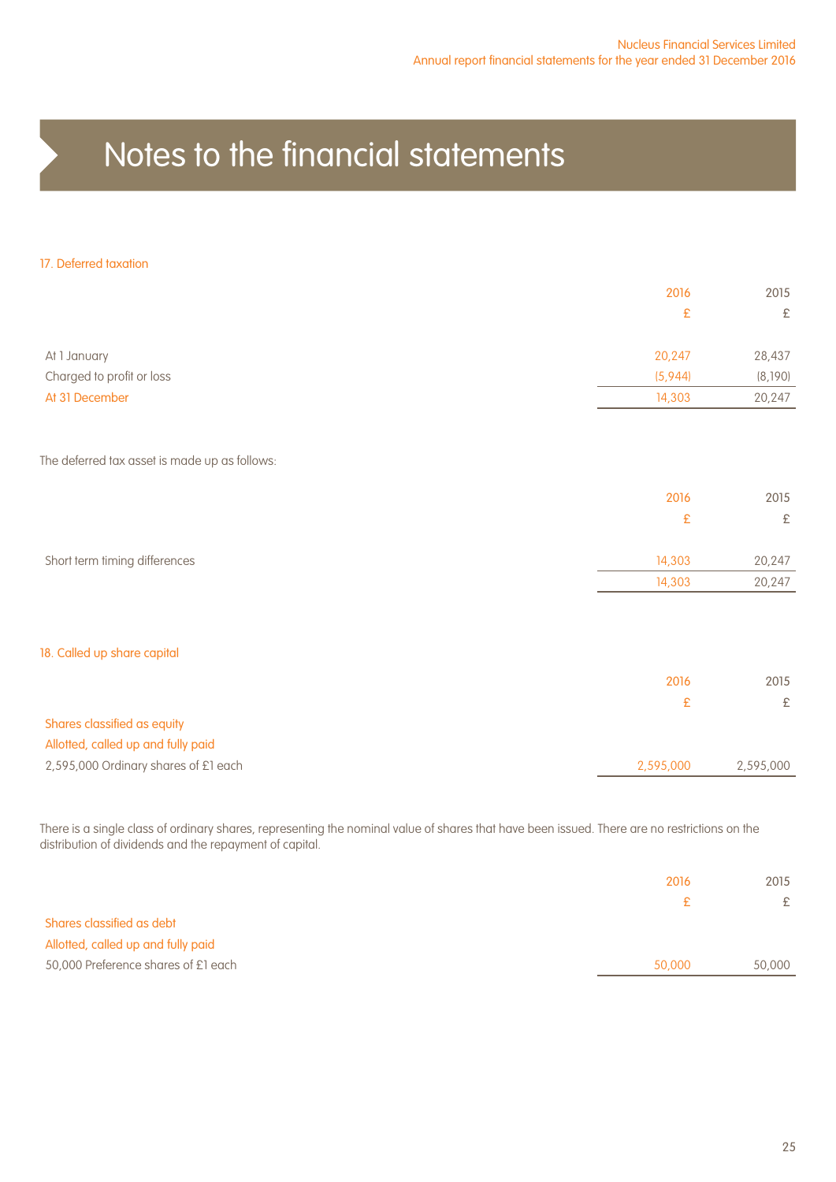# Notes to the financial statements

## 17. Deferred taxation

| | 2016 | 2015 |
|---|---|---|
| | £ | £ |
| At 1 January | 20,247 | 28,437 |
| Charged to profit or loss | (5,944) | (8,190) |
| At 31 December | 14,303 | 20,247 |

The deferred tax asset is made up as follows:

| | 2016 | 2015 |
|---|---|---|
| | £ | £ |
| Short term timing differences | 14,303 | 20,247 |
| | 14,303 | 20,247 |

## 18. Called up share capital

| | 2016 | 2015 |
|---|---|---|
| | £ | £ |
| Shares classified as equity | | |
| Allotted, called up and fully paid | | |
| 2,595,000 Ordinary shares of £1 each | 2,595,000 | 2,595,000 |

There is a single class of ordinary shares, representing the nominal value of shares that have been issued. There are no restrictions on the distribution of dividends and the repayment of capital.

| | 2016 | 2015 |
|---|---|---|
| | £ | £ |
| Shares classified as debt | | |
| Allotted, called up and fully paid | | |
| 50,000 Preference shares of £1 each | 50,000 | 50,000 |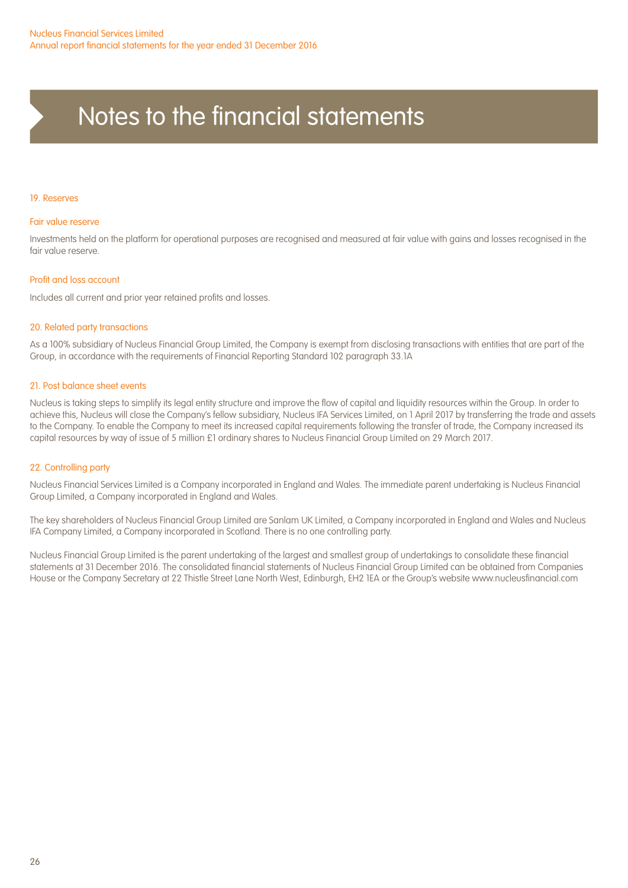# Notes to the financial statements

## 19. Reserves

### Fair value reserve

Investments held on the platform for operational purposes are recognised and measured at fair value with gains and losses recognised in the fair value reserve.

### Profit and loss account

Includes all current and prior year retained profits and losses.

## 20. Related party transactions

As a 100% subsidiary of Nucleus Financial Group Limited, the Company is exempt from disclosing transactions with entities that are part of the Group, in accordance with the requirements of Financial Reporting Standard 102 paragraph 33.1A

## 21. Post balance sheet events

Nucleus is taking steps to simplify its legal entity structure and improve the flow of capital and liquidity resources within the Group. In order to achieve this, Nucleus will close the Company's fellow subsidiary, Nucleus IFA Services Limited, on 1 April 2017 by transferring the trade and assets to the Company. To enable the Company to meet its increased capital requirements following the transfer of trade, the Company increased its capital resources by way of issue of 5 million £1 ordinary shares to Nucleus Financial Group Limited on 29 March 2017.

## 22. Controlling party

Nucleus Financial Services Limited is a Company incorporated in England and Wales. The immediate parent undertaking is Nucleus Financial Group Limited, a Company incorporated in England and Wales.

The key shareholders of Nucleus Financial Group Limited are Sanlam UK Limited, a Company incorporated in England and Wales and Nucleus IFA Company Limited, a Company incorporated in Scotland. There is no one controlling party.

Nucleus Financial Group Limited is the parent undertaking of the largest and smallest group of undertakings to consolidate these financial statements at 31 December 2016. The consolidated financial statements of Nucleus Financial Group Limited can be obtained from Companies House or the Company Secretary at 22 Thistle Street Lane North West, Edinburgh, EH2 1EA or the Group's website www.nucleusfinancial.com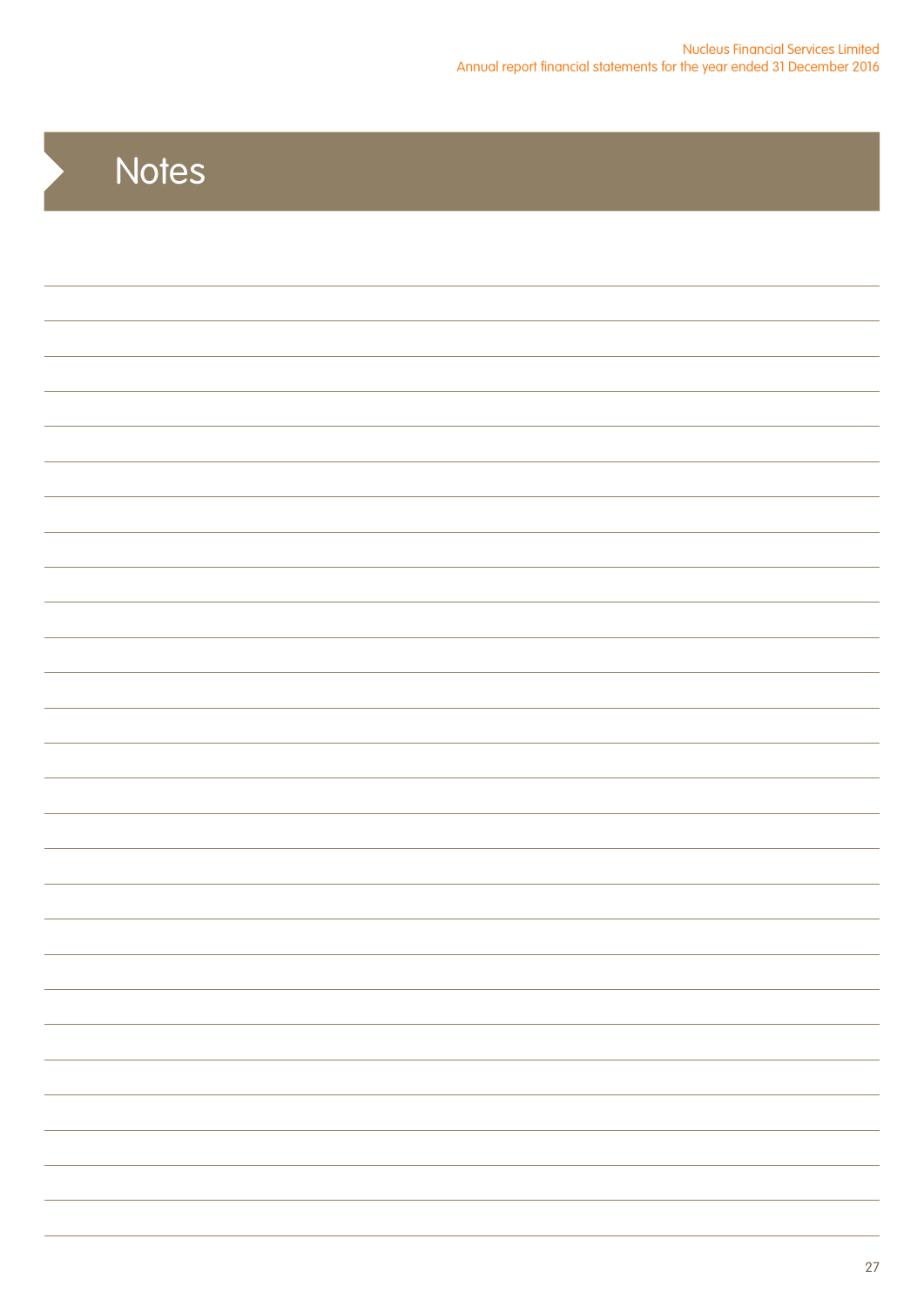# Notes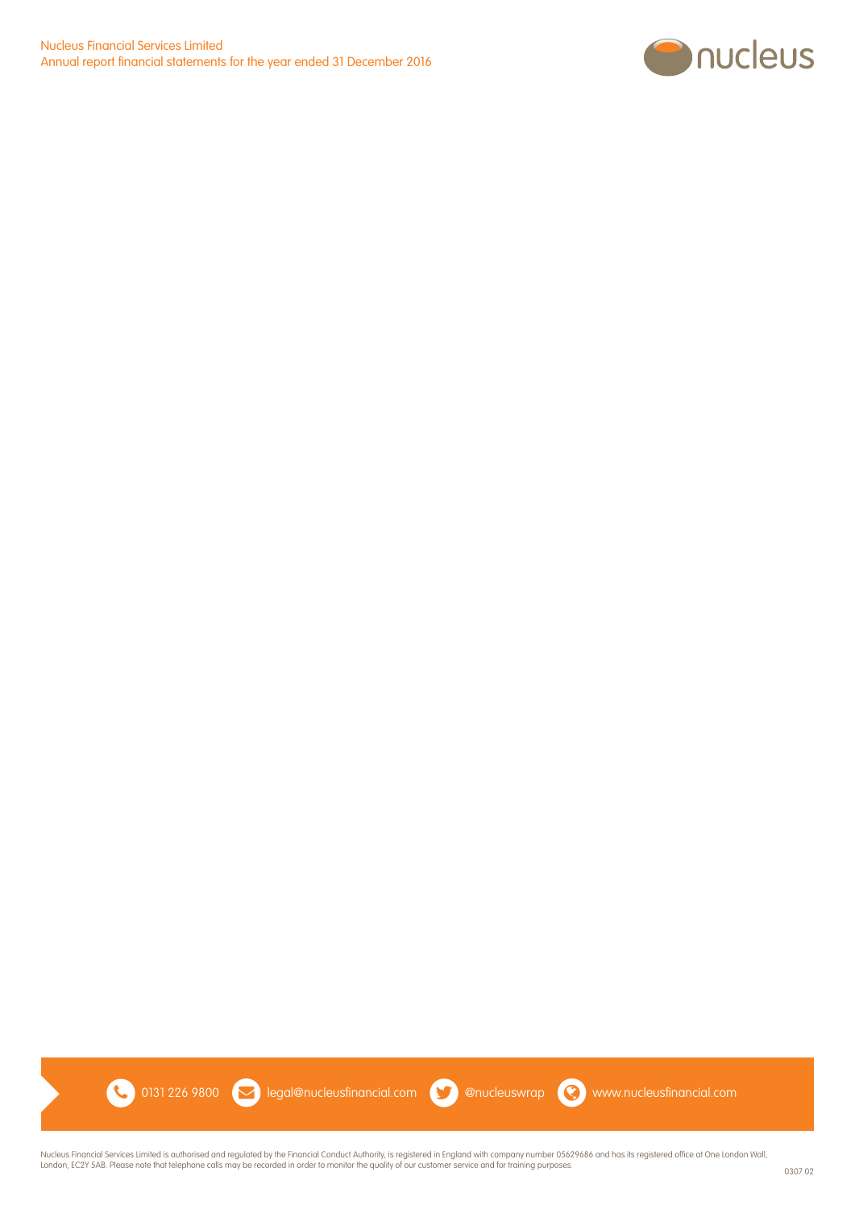0131 226 9800 legal@nucleusfinancial.com @nucleuswrap www.nucleusfinancial.com

Nucleus Financial Services Limited is authorised and regulated by the Financial Conduct Authority, is registered in England with company number 05629686 and has its registered office at One London Wall, London, EC2Y 5AB. Please note that telephone calls may be recorded in order to monitor the quality of our customer service and for training purposes.

0307.02